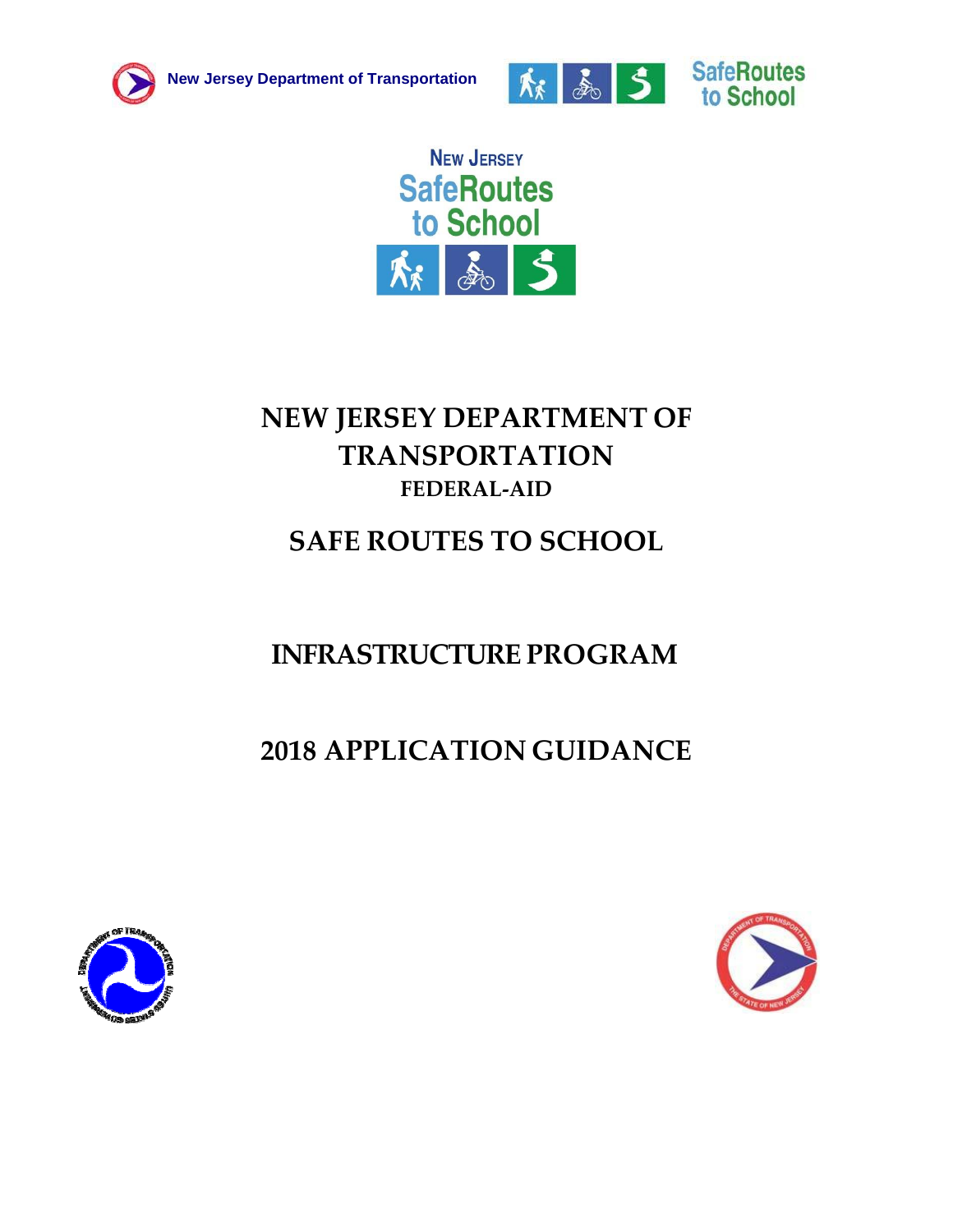New Jersey Department of Transportation

SafeRoutes to School

NEW JERSEY SafeRoutes to School

# NEW JERSEY DEPARTMENT OF TRANSPORTATION

## FEDERAL-AID

# SAFE ROUTES TO SCHOOL

# INFRASTRUCTURE PROGRAM

# 2018 APPLICATION GUIDANCE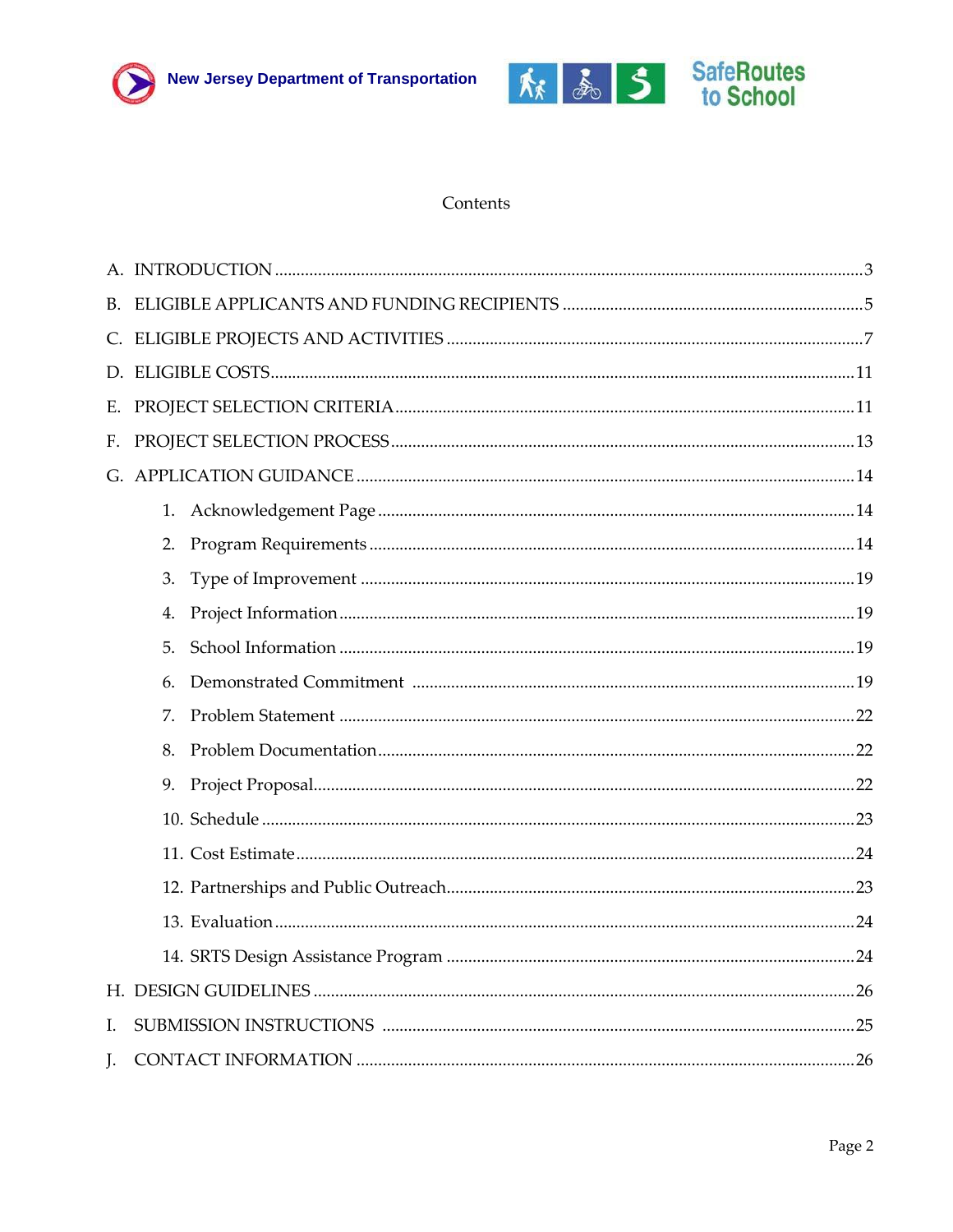# Contents

A. INTRODUCTION ........................................................................................................................3

B. ELIGIBLE APPLICANTS AND FUNDING RECIPIENTS ......................................................................5

C. ELIGIBLE PROJECTS AND ACTIVITIES ...............................................................................................7

D. ELIGIBLE COSTS...........................................................................................................................11

E. PROJECT SELECTION CRITERIA.......................................................................................................11

F. PROJECT SELECTION PROCESS.........................................................................................................13

G. APPLICATION GUIDANCE ................................................................................................................14

1. Acknowledgement Page ..........................................................................................................14
2. Program Requirements ...........................................................................................................14
3. Type of Improvement ..............................................................................................................19
4. Project Information...................................................................................................................19
5. School Information ..................................................................................................................19
6. Demonstrated Commitment ...................................................................................................19
7. Problem Statement ..................................................................................................................22
8. Problem Documentation..........................................................................................................22
9. Project Proposal.........................................................................................................................22
10. Schedule ....................................................................................................................................23
11. Cost Estimate.............................................................................................................................24
12. Partnerships and Public Outreach........................................................................................23
13. Evaluation ..................................................................................................................................24
14. SRTS Design Assistance Program ...........................................................................................24

H. DESIGN GUIDELINES .........................................................................................................................26

I. SUBMISSION INSTRUCTIONS ..........................................................................................................25

J. CONTACT INFORMATION .................................................................................................................26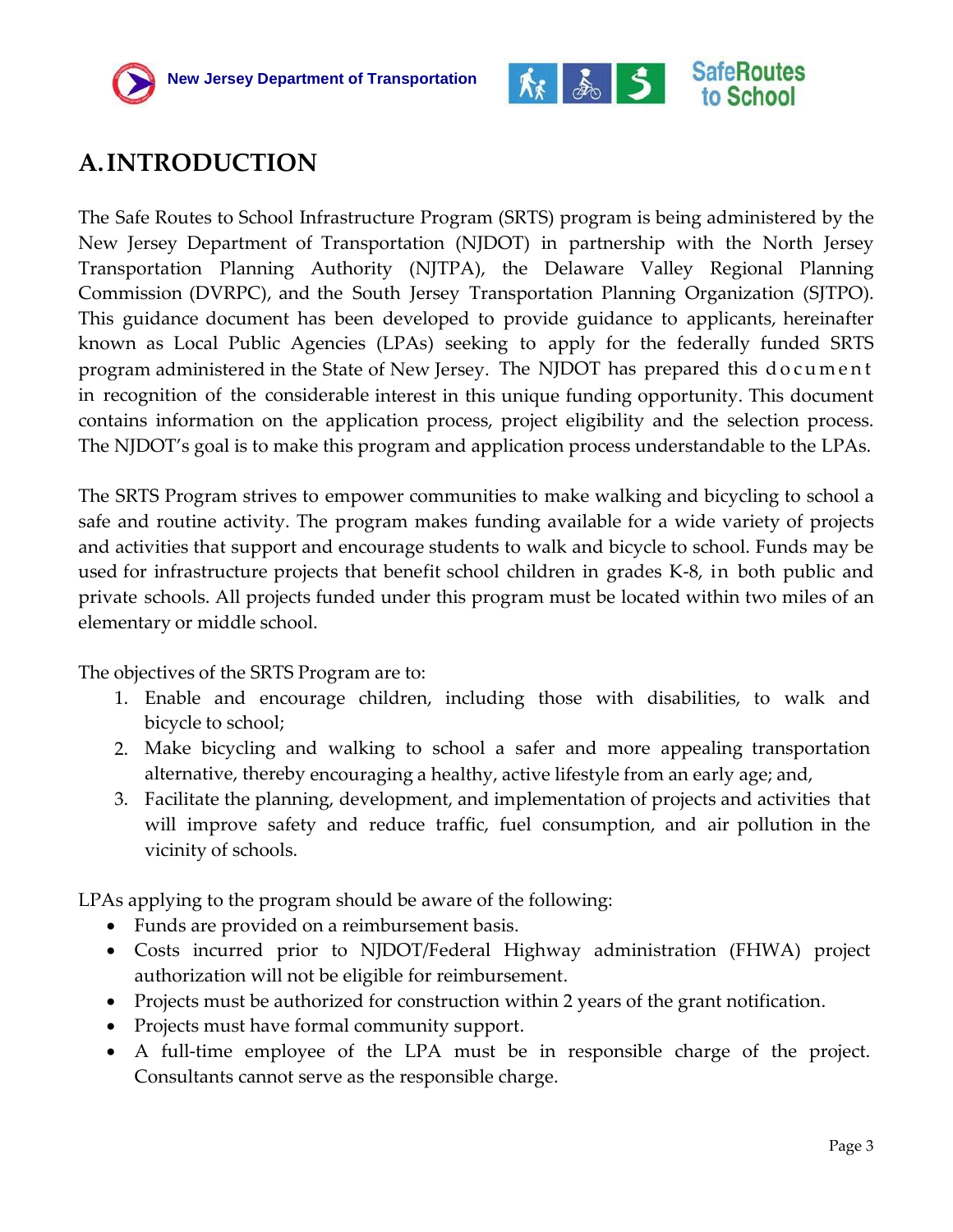# A. INTRODUCTION

The Safe Routes to School Infrastructure Program (SRTS) program is being administered by the New Jersey Department of Transportation (NJDOT) in partnership with the North Jersey Transportation Planning Authority (NJTPA), the Delaware Valley Regional Planning Commission (DVRPC), and the South Jersey Transportation Planning Organization (SJTPO). This guidance document has been developed to provide guidance to applicants, hereinafter known as Local Public Agencies (LPAs) seeking to apply for the federally funded SRTS program administered in the State of New Jersey. The NJDOT has prepared this document in recognition of the considerable interest in this unique funding opportunity. This document contains information on the application process, project eligibility and the selection process. The NJDOT's goal is to make this program and application process understandable to the LPAs.

The SRTS Program strives to empower communities to make walking and bicycling to school a safe and routine activity. The program makes funding available for a wide variety of projects and activities that support and encourage students to walk and bicycle to school. Funds may be used for infrastructure projects that benefit school children in grades K-8, in both public and private schools. All projects funded under this program must be located within two miles of an elementary or middle school.

The objectives of the SRTS Program are to:

1. Enable and encourage children, including those with disabilities, to walk and bicycle to school;
2. Make bicycling and walking to school a safer and more appealing transportation alternative, thereby encouraging a healthy, active lifestyle from an early age; and,
3. Facilitate the planning, development, and implementation of projects and activities that will improve safety and reduce traffic, fuel consumption, and air pollution in the vicinity of schools.

LPAs applying to the program should be aware of the following:

- Funds are provided on a reimbursement basis.
- Costs incurred prior to NJDOT/Federal Highway administration (FHWA) project authorization will not be eligible for reimbursement.
- Projects must be authorized for construction within 2 years of the grant notification.
- Projects must have formal community support.
- A full-time employee of the LPA must be in responsible charge of the project. Consultants cannot serve as the responsible charge.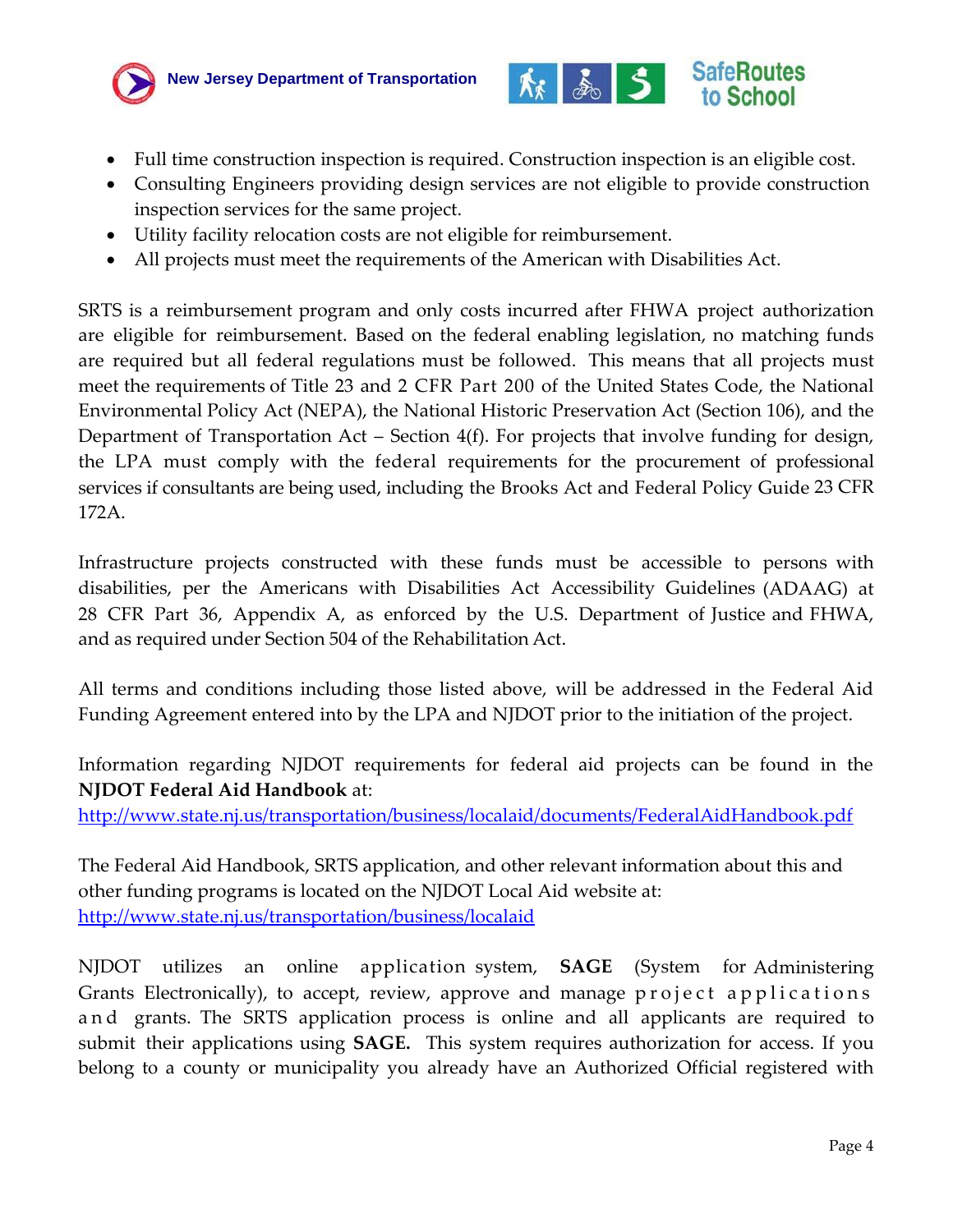- Full time construction inspection is required. Construction inspection is an eligible cost.
- Consulting Engineers providing design services are not eligible to provide construction inspection services for the same project.
- Utility facility relocation costs are not eligible for reimbursement.
- All projects must meet the requirements of the American with Disabilities Act.

SRTS is a reimbursement program and only costs incurred after FHWA project authorization are eligible for reimbursement. Based on the federal enabling legislation, no matching funds are required but all federal regulations must be followed. This means that all projects must meet the requirements of Title 23 and 2 CFR Part 200 of the United States Code, the National Environmental Policy Act (NEPA), the National Historic Preservation Act (Section 106), and the Department of Transportation Act – Section 4(f). For projects that involve funding for design, the LPA must comply with the federal requirements for the procurement of professional services if consultants are being used, including the Brooks Act and Federal Policy Guide 23 CFR 172A.

Infrastructure projects constructed with these funds must be accessible to persons with disabilities, per the Americans with Disabilities Act Accessibility Guidelines (ADAAG) at 28 CFR Part 36, Appendix A, as enforced by the U.S. Department of Justice and FHWA, and as required under Section 504 of the Rehabilitation Act.

All terms and conditions including those listed above, will be addressed in the Federal Aid Funding Agreement entered into by the LPA and NJDOT prior to the initiation of the project.

Information regarding NJDOT requirements for federal aid projects can be found in the **NJDOT Federal Aid Handbook** at:
http://www.state.nj.us/transportation/business/localaid/documents/FederalAidHandbook.pdf

The Federal Aid Handbook, SRTS application, and other relevant information about this and other funding programs is located on the NJDOT Local Aid website at:
http://www.state.nj.us/transportation/business/localaid

NJDOT utilizes an online application system, **SAGE** (System for Administering Grants Electronically), to accept, review, approve and manage project applications and grants. The SRTS application process is online and all applicants are required to submit their applications using **SAGE.** This system requires authorization for access. If you belong to a county or municipality you already have an Authorized Official registered with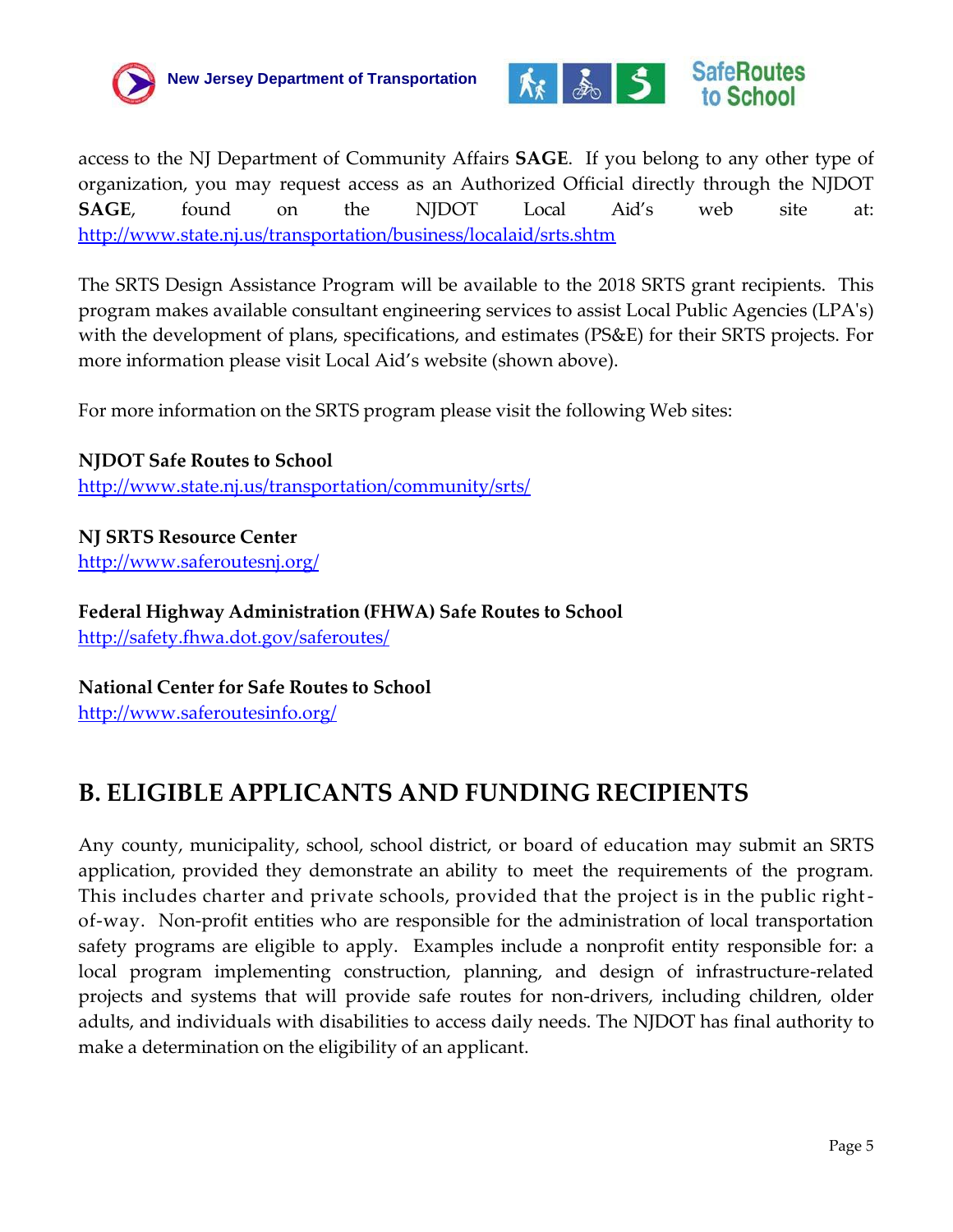access to the NJ Department of Community Affairs **SAGE**. If you belong to any other type of organization, you may request access as an Authorized Official directly through the NJDOT **SAGE**, found on the NJDOT Local Aid's web site at: http://www.state.nj.us/transportation/business/localaid/srts.shtm

The SRTS Design Assistance Program will be available to the 2018 SRTS grant recipients. This program makes available consultant engineering services to assist Local Public Agencies (LPA's) with the development of plans, specifications, and estimates (PS&E) for their SRTS projects. For more information please visit Local Aid's website (shown above).

For more information on the SRTS program please visit the following Web sites:

**NJDOT Safe Routes to School**
http://www.state.nj.us/transportation/community/srts/

**NJ SRTS Resource Center**
http://www.saferoutesnj.org/

**Federal Highway Administration (FHWA) Safe Routes to School**
http://safety.fhwa.dot.gov/saferoutes/

**National Center for Safe Routes to School**
http://www.saferoutesinfo.org/

## B. ELIGIBLE APPLICANTS AND FUNDING RECIPIENTS

Any county, municipality, school, school district, or board of education may submit an SRTS application, provided they demonstrate an ability to meet the requirements of the program. This includes charter and private schools, provided that the project is in the public right-of-way. Non-profit entities who are responsible for the administration of local transportation safety programs are eligible to apply. Examples include a nonprofit entity responsible for: a local program implementing construction, planning, and design of infrastructure-related projects and systems that will provide safe routes for non-drivers, including children, older adults, and individuals with disabilities to access daily needs. The NJDOT has final authority to make a determination on the eligibility of an applicant.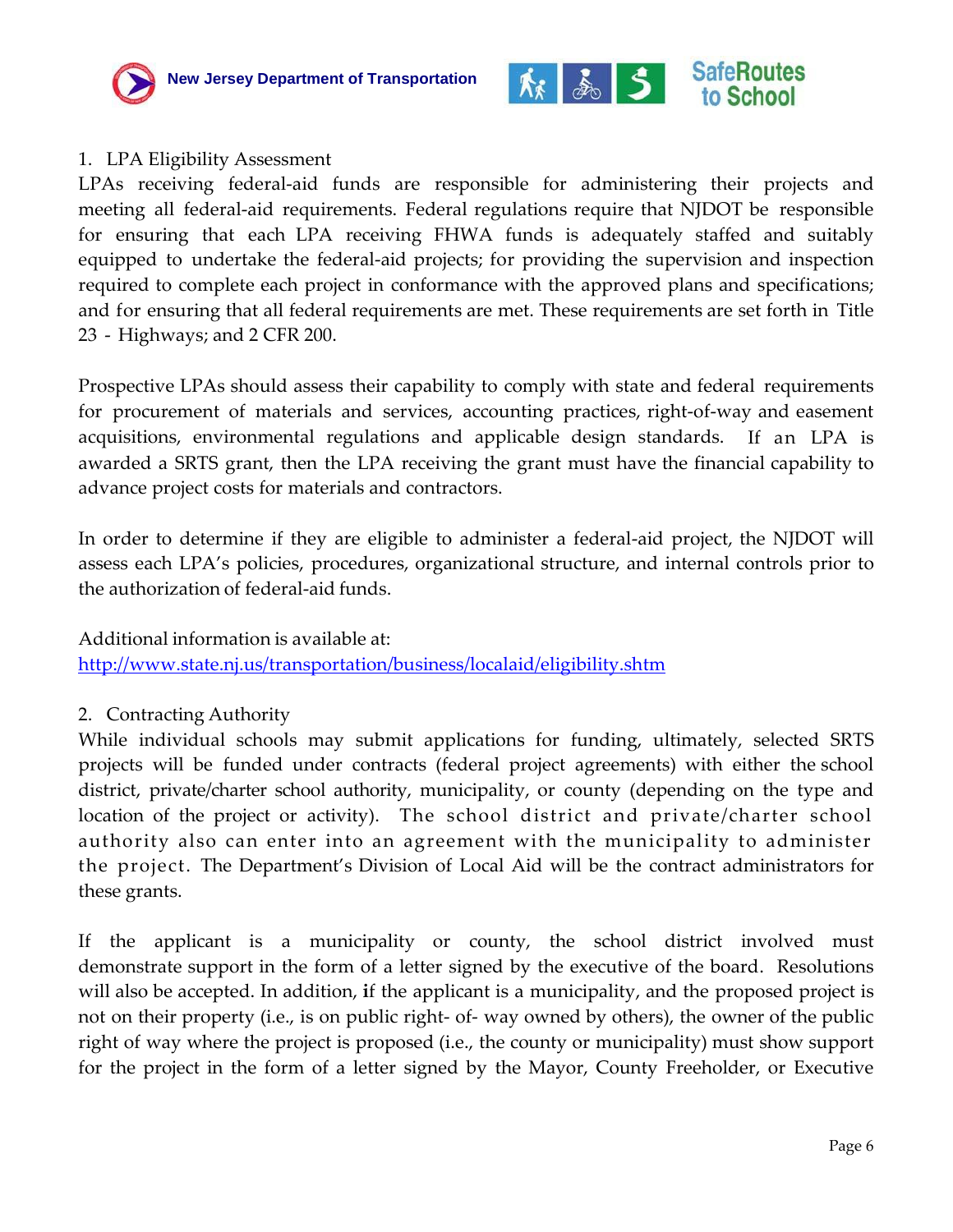1. LPA Eligibility Assessment

LPAs receiving federal-aid funds are responsible for administering their projects and meeting all federal-aid requirements. Federal regulations require that NJDOT be responsible for ensuring that each LPA receiving FHWA funds is adequately staffed and suitably equipped to undertake the federal-aid projects; for providing the supervision and inspection required to complete each project in conformance with the approved plans and specifications; and for ensuring that all federal requirements are met. These requirements are set forth in Title 23 - Highways; and 2 CFR 200.

Prospective LPAs should assess their capability to comply with state and federal requirements for procurement of materials and services, accounting practices, right-of-way and easement acquisitions, environmental regulations and applicable design standards. If an LPA is awarded a SRTS grant, then the LPA receiving the grant must have the financial capability to advance project costs for materials and contractors.

In order to determine if they are eligible to administer a federal-aid project, the NJDOT will assess each LPA's policies, procedures, organizational structure, and internal controls prior to the authorization of federal-aid funds.

Additional information is available at:
http://www.state.nj.us/transportation/business/localaid/eligibility.shtm

2. Contracting Authority

While individual schools may submit applications for funding, ultimately, selected SRTS projects will be funded under contracts (federal project agreements) with either the school district, private/charter school authority, municipality, or county (depending on the type and location of the project or activity). The school district and private/charter school authority also can enter into an agreement with the municipality to administer the project. The Department's Division of Local Aid will be the contract administrators for these grants.

If the applicant is a municipality or county, the school district involved must demonstrate support in the form of a letter signed by the executive of the board. Resolutions will also be accepted. In addition, **i**f the applicant is a municipality, and the proposed project is not on their property (i.e., is on public right- of- way owned by others), the owner of the public right of way where the project is proposed (i.e., the county or municipality) must show support for the project in the form of a letter signed by the Mayor, County Freeholder, or Executive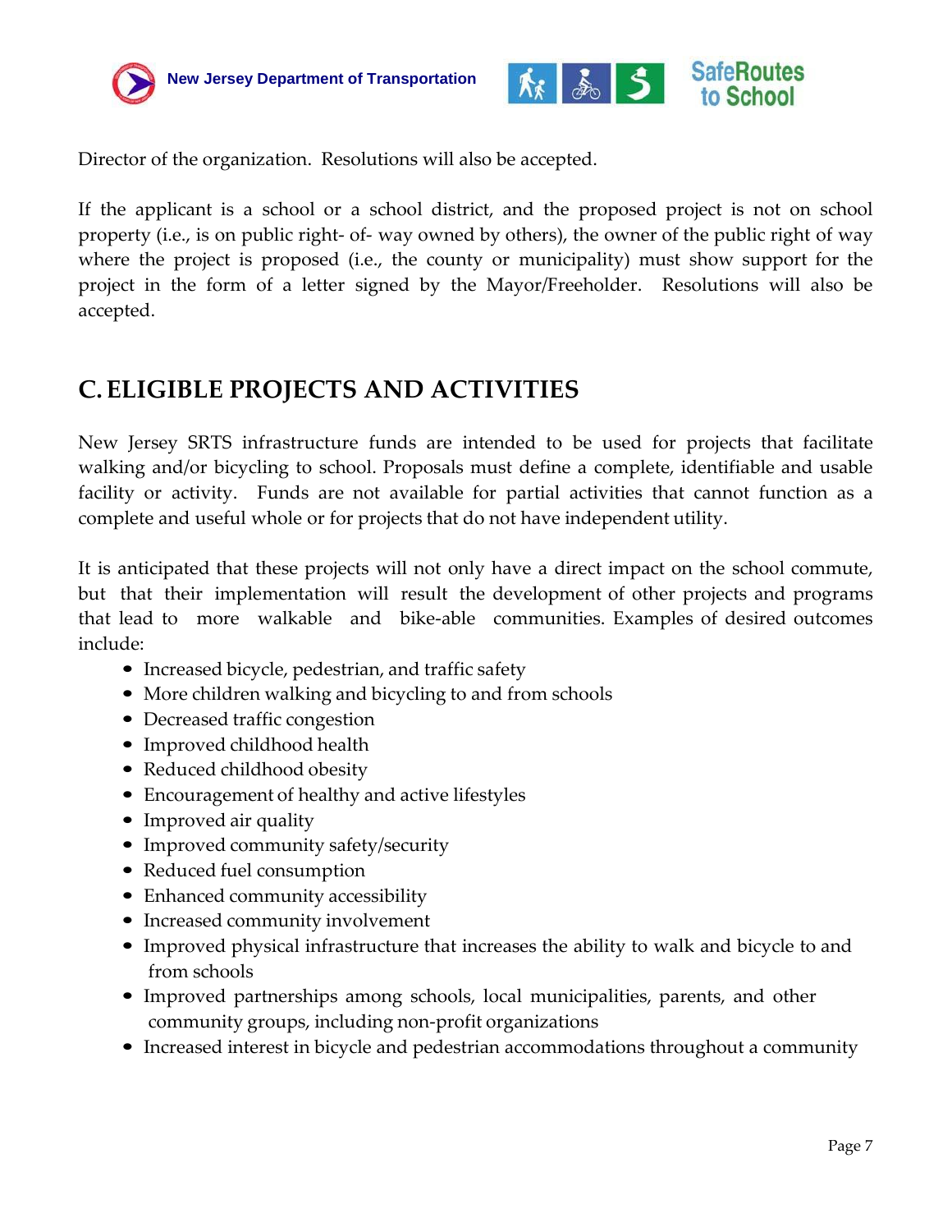Director of the organization. Resolutions will also be accepted.

If the applicant is a school or a school district, and the proposed project is not on school property (i.e., is on public right- of- way owned by others), the owner of the public right of way where the project is proposed (i.e., the county or municipality) must show support for the project in the form of a letter signed by the Mayor/Freeholder. Resolutions will also be accepted.

## C. ELIGIBLE PROJECTS AND ACTIVITIES

New Jersey SRTS infrastructure funds are intended to be used for projects that facilitate walking and/or bicycling to school. Proposals must define a complete, identifiable and usable facility or activity. Funds are not available for partial activities that cannot function as a complete and useful whole or for projects that do not have independent utility.

It is anticipated that these projects will not only have a direct impact on the school commute, but that their implementation will result the development of other projects and programs that lead to more walkable and bike-able communities. Examples of desired outcomes include:

- Increased bicycle, pedestrian, and traffic safety
- More children walking and bicycling to and from schools
- Decreased traffic congestion
- Improved childhood health
- Reduced childhood obesity
- Encouragement of healthy and active lifestyles
- Improved air quality
- Improved community safety/security
- Reduced fuel consumption
- Enhanced community accessibility
- Increased community involvement
- Improved physical infrastructure that increases the ability to walk and bicycle to and from schools
- Improved partnerships among schools, local municipalities, parents, and other community groups, including non-profit organizations
- Increased interest in bicycle and pedestrian accommodations throughout a community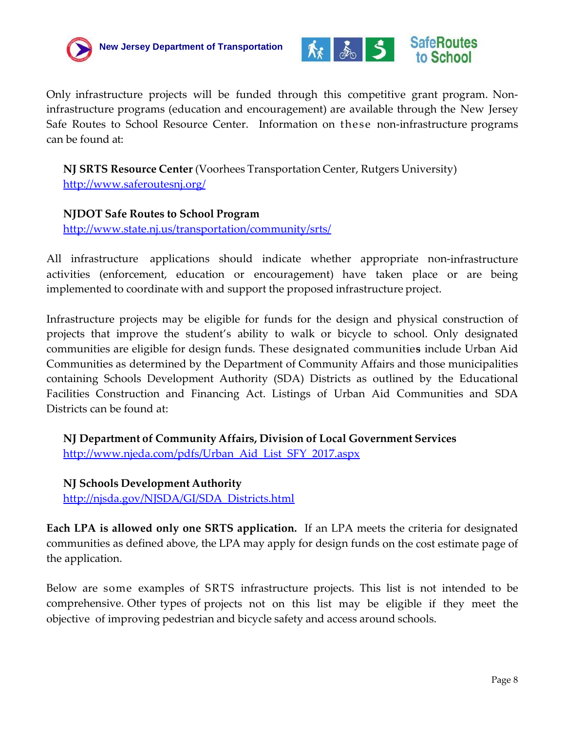Only infrastructure projects will be funded through this competitive grant program. Non-infrastructure programs (education and encouragement) are available through the New Jersey Safe Routes to School Resource Center. Information on these non-infrastructure programs can be found at:

**NJ SRTS Resource Center** (Voorhees Transportation Center, Rutgers University)
http://www.saferoutesnj.org/

**NJDOT Safe Routes to School Program**
http://www.state.nj.us/transportation/community/srts/

All infrastructure applications should indicate whether appropriate non-infrastructure activities (enforcement, education or encouragement) have taken place or are being implemented to coordinate with and support the proposed infrastructure project.

Infrastructure projects may be eligible for funds for the design and physical construction of projects that improve the student's ability to walk or bicycle to school. Only designated communities are eligible for design funds. These designated communities include Urban Aid Communities as determined by the Department of Community Affairs and those municipalities containing Schools Development Authority (SDA) Districts as outlined by the Educational Facilities Construction and Financing Act. Listings of Urban Aid Communities and SDA Districts can be found at:

**NJ Department of Community Affairs, Division of Local Government Services**
http://www.njeda.com/pdfs/Urban_Aid_List_SFY_2017.aspx

**NJ Schools Development Authority**
http://njsda.gov/NJSDA/GI/SDA_Districts.html

**Each LPA is allowed only one SRTS application.** If an LPA meets the criteria for designated communities as defined above, the LPA may apply for design funds on the cost estimate page of the application.

Below are some examples of SRTS infrastructure projects. This list is not intended to be comprehensive. Other types of projects not on this list may be eligible if they meet the objective of improving pedestrian and bicycle safety and access around schools.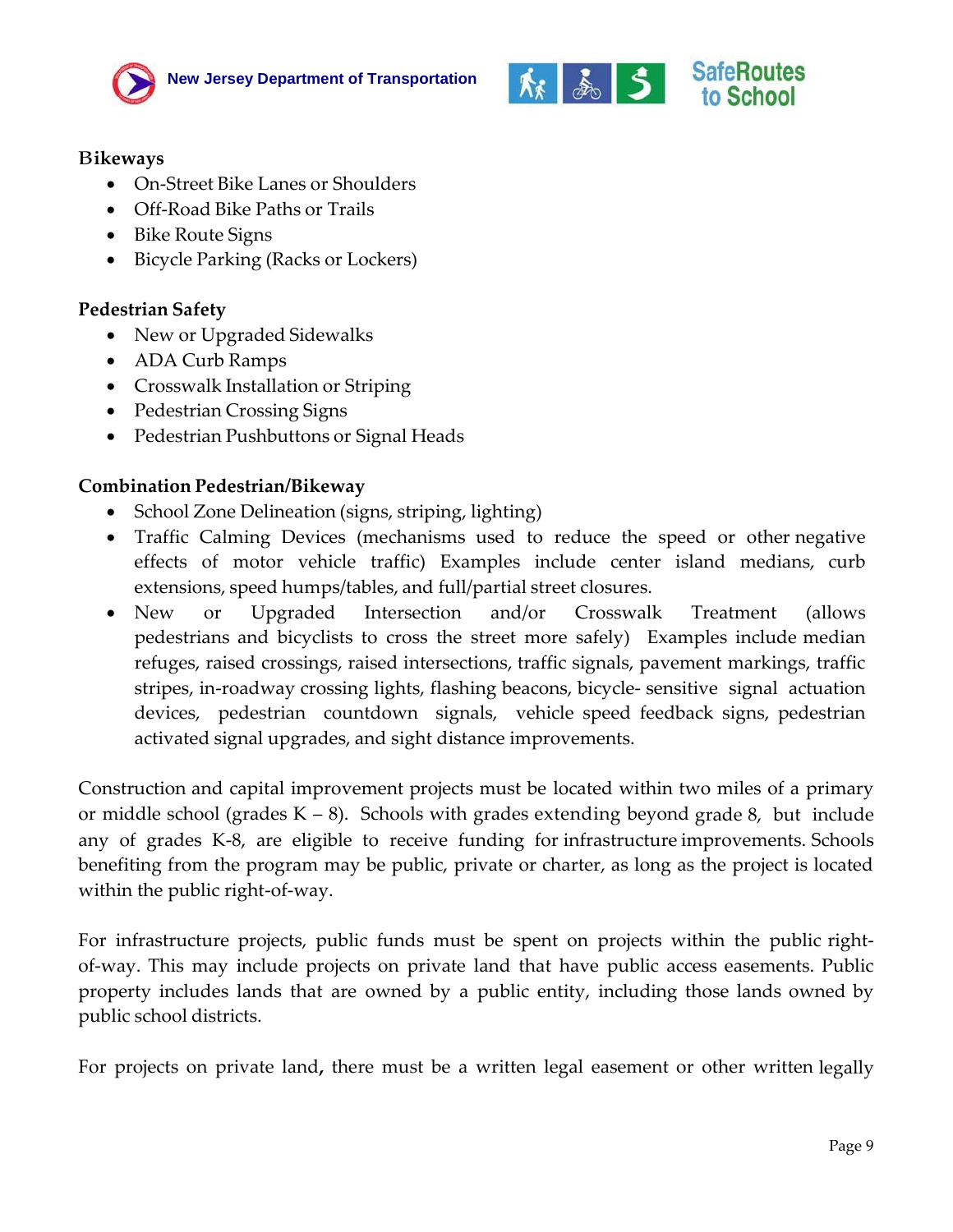**Bikeways**

- On-Street Bike Lanes or Shoulders
- Off-Road Bike Paths or Trails
- Bike Route Signs
- Bicycle Parking (Racks or Lockers)

**Pedestrian Safety**

- New or Upgraded Sidewalks
- ADA Curb Ramps
- Crosswalk Installation or Striping
- Pedestrian Crossing Signs
- Pedestrian Pushbuttons or Signal Heads

**Combination Pedestrian/Bikeway**

- School Zone Delineation (signs, striping, lighting)
- Traffic Calming Devices (mechanisms used to reduce the speed or other negative effects of motor vehicle traffic) Examples include center island medians, curb extensions, speed humps/tables, and full/partial street closures.
- New or Upgraded Intersection and/or Crosswalk Treatment (allows pedestrians and bicyclists to cross the street more safely) Examples include median refuges, raised crossings, raised intersections, traffic signals, pavement markings, traffic stripes, in-roadway crossing lights, flashing beacons, bicycle- sensitive signal actuation devices, pedestrian countdown signals, vehicle speed feedback signs, pedestrian activated signal upgrades, and sight distance improvements.

Construction and capital improvement projects must be located within two miles of a primary or middle school (grades K – 8). Schools with grades extending beyond grade 8, but include any of grades K-8, are eligible to receive funding for infrastructure improvements. Schools benefiting from the program may be public, private or charter, as long as the project is located within the public right-of-way.

For infrastructure projects, public funds must be spent on projects within the public right-of-way. This may include projects on private land that have public access easements. Public property includes lands that are owned by a public entity, including those lands owned by public school districts.

For projects on private land, there must be a written legal easement or other written legally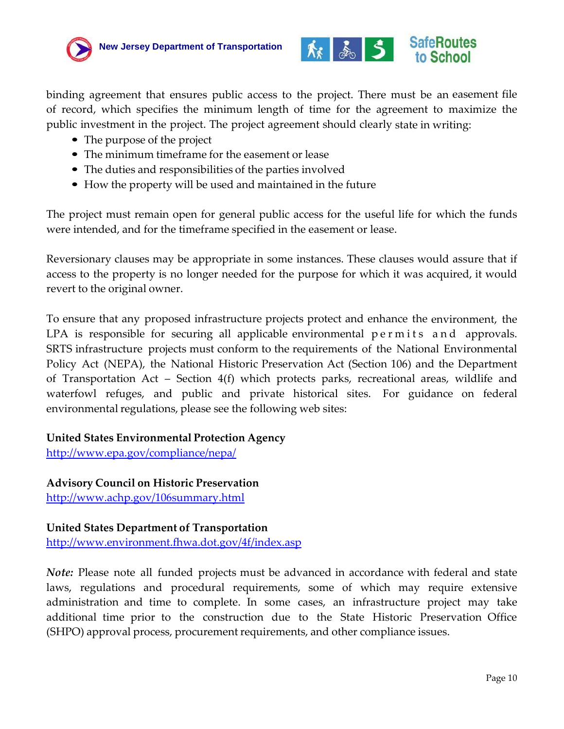binding agreement that ensures public access to the project. There must be an easement file of record, which specifies the minimum length of time for the agreement to maximize the public investment in the project. The project agreement should clearly state in writing:

- The purpose of the project
- The minimum timeframe for the easement or lease
- The duties and responsibilities of the parties involved
- How the property will be used and maintained in the future

The project must remain open for general public access for the useful life for which the funds were intended, and for the timeframe specified in the easement or lease.

Reversionary clauses may be appropriate in some instances. These clauses would assure that if access to the property is no longer needed for the purpose for which it was acquired, it would revert to the original owner.

To ensure that any proposed infrastructure projects protect and enhance the environment, the LPA is responsible for securing all applicable environmental permits and approvals. SRTS infrastructure projects must conform to the requirements of the National Environmental Policy Act (NEPA), the National Historic Preservation Act (Section 106) and the Department of Transportation Act – Section 4(f) which protects parks, recreational areas, wildlife and waterfowl refuges, and public and private historical sites. For guidance on federal environmental regulations, please see the following web sites:

**United States Environmental Protection Agency**
http://www.epa.gov/compliance/nepa/

**Advisory Council on Historic Preservation**
http://www.achp.gov/106summary.html

**United States Department of Transportation**
http://www.environment.fhwa.dot.gov/4f/index.asp

***Note:*** Please note all funded projects must be advanced in accordance with federal and state laws, regulations and procedural requirements, some of which may require extensive administration and time to complete. In some cases, an infrastructure project may take additional time prior to the construction due to the State Historic Preservation Office (SHPO) approval process, procurement requirements, and other compliance issues.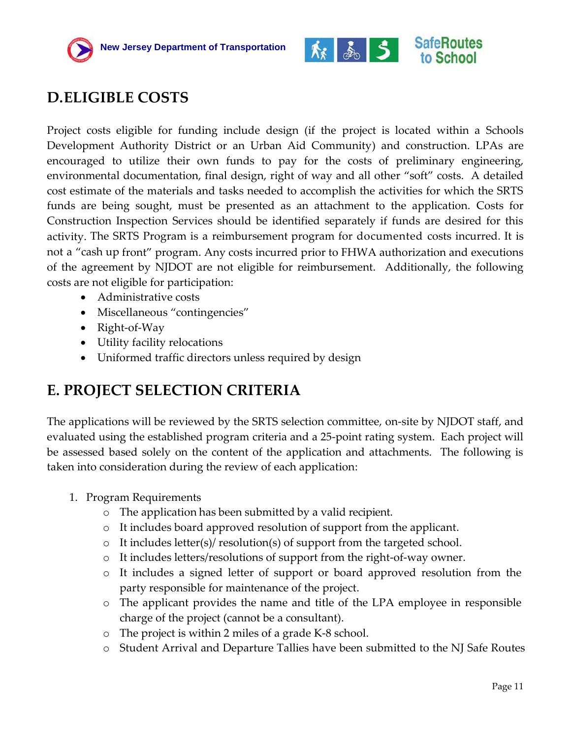## D.ELIGIBLE COSTS

Project costs eligible for funding include design (if the project is located within a Schools Development Authority District or an Urban Aid Community) and construction. LPAs are encouraged to utilize their own funds to pay for the costs of preliminary engineering, environmental documentation, final design, right of way and all other "soft" costs. A detailed cost estimate of the materials and tasks needed to accomplish the activities for which the SRTS funds are being sought, must be presented as an attachment to the application. Costs for Construction Inspection Services should be identified separately if funds are desired for this activity. The SRTS Program is a reimbursement program for documented costs incurred. It is not a "cash up front" program. Any costs incurred prior to FHWA authorization and executions of the agreement by NJDOT are not eligible for reimbursement. Additionally, the following costs are not eligible for participation:

- Administrative costs
- Miscellaneous "contingencies"
- Right-of-Way
- Utility facility relocations
- Uniformed traffic directors unless required by design

## E. PROJECT SELECTION CRITERIA

The applications will be reviewed by the SRTS selection committee, on-site by NJDOT staff, and evaluated using the established program criteria and a 25-point rating system. Each project will be assessed based solely on the content of the application and attachments. The following is taken into consideration during the review of each application:

1. Program Requirements
   - The application has been submitted by a valid recipient.
   - It includes board approved resolution of support from the applicant.
   - It includes letter(s)/ resolution(s) of support from the targeted school.
   - It includes letters/resolutions of support from the right-of-way owner.
   - It includes a signed letter of support or board approved resolution from the party responsible for maintenance of the project.
   - The applicant provides the name and title of the LPA employee in responsible charge of the project (cannot be a consultant).
   - The project is within 2 miles of a grade K-8 school.
   - Student Arrival and Departure Tallies have been submitted to the NJ Safe Routes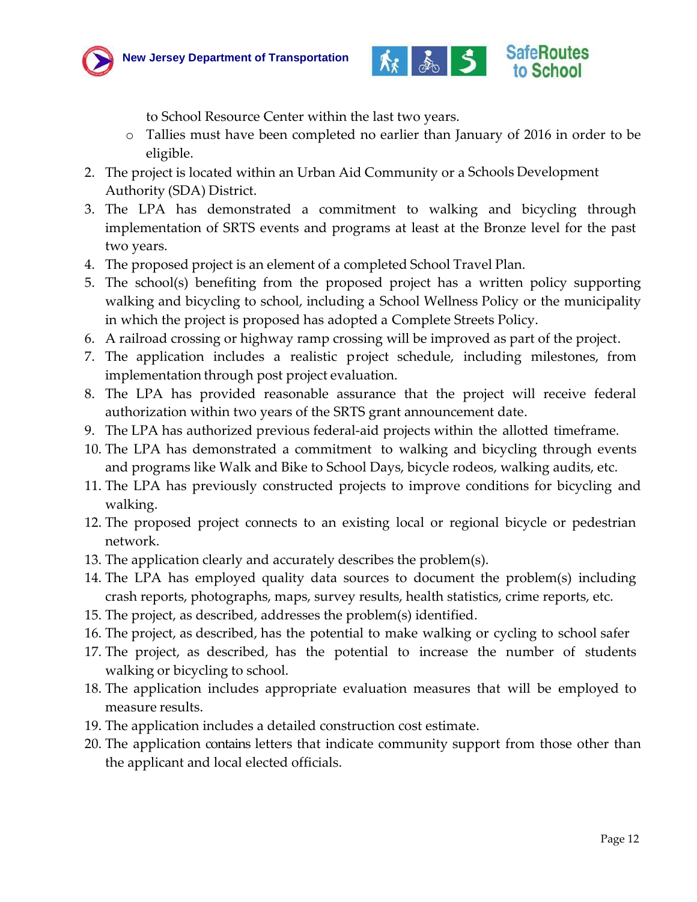to School Resource Center within the last two years.
    - Tallies must have been completed no earlier than January of 2016 in order to be eligible.
2. The project is located within an Urban Aid Community or a Schools Development Authority (SDA) District.
3. The LPA has demonstrated a commitment to walking and bicycling through implementation of SRTS events and programs at least at the Bronze level for the past two years.
4. The proposed project is an element of a completed School Travel Plan.
5. The school(s) benefiting from the proposed project has a written policy supporting walking and bicycling to school, including a School Wellness Policy or the municipality in which the project is proposed has adopted a Complete Streets Policy.
6. A railroad crossing or highway ramp crossing will be improved as part of the project.
7. The application includes a realistic project schedule, including milestones, from implementation through post project evaluation.
8. The LPA has provided reasonable assurance that the project will receive federal authorization within two years of the SRTS grant announcement date.
9. The LPA has authorized previous federal-aid projects within the allotted timeframe.
10. The LPA has demonstrated a commitment to walking and bicycling through events and programs like Walk and Bike to School Days, bicycle rodeos, walking audits, etc.
11. The LPA has previously constructed projects to improve conditions for bicycling and walking.
12. The proposed project connects to an existing local or regional bicycle or pedestrian network.
13. The application clearly and accurately describes the problem(s).
14. The LPA has employed quality data sources to document the problem(s) including crash reports, photographs, maps, survey results, health statistics, crime reports, etc.
15. The project, as described, addresses the problem(s) identified.
16. The project, as described, has the potential to make walking or cycling to school safer
17. The project, as described, has the potential to increase the number of students walking or bicycling to school.
18. The application includes appropriate evaluation measures that will be employed to measure results.
19. The application includes a detailed construction cost estimate.
20. The application contains letters that indicate community support from those other than the applicant and local elected officials.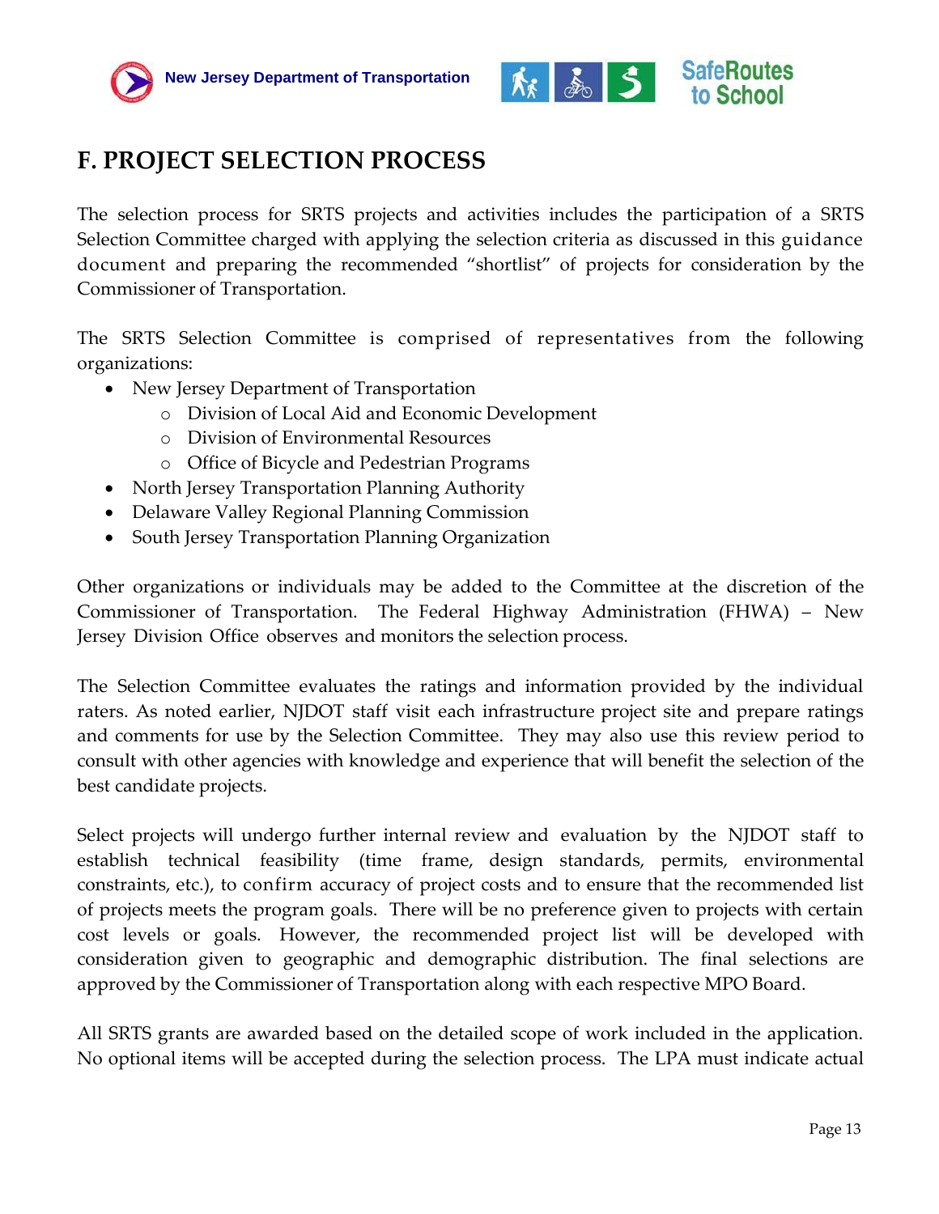# F. PROJECT SELECTION PROCESS

The selection process for SRTS projects and activities includes the participation of a SRTS Selection Committee charged with applying the selection criteria as discussed in this guidance document and preparing the recommended “shortlist” of projects for consideration by the Commissioner of Transportation.

The SRTS Selection Committee is comprised of representatives from the following organizations:

- New Jersey Department of Transportation
  - Division of Local Aid and Economic Development
  - Division of Environmental Resources
  - Office of Bicycle and Pedestrian Programs
- North Jersey Transportation Planning Authority
- Delaware Valley Regional Planning Commission
- South Jersey Transportation Planning Organization

Other organizations or individuals may be added to the Committee at the discretion of the Commissioner of Transportation. The Federal Highway Administration (FHWA) – New Jersey Division Office observes and monitors the selection process.

The Selection Committee evaluates the ratings and information provided by the individual raters. As noted earlier, NJDOT staff visit each infrastructure project site and prepare ratings and comments for use by the Selection Committee. They may also use this review period to consult with other agencies with knowledge and experience that will benefit the selection of the best candidate projects.

Select projects will undergo further internal review and evaluation by the NJDOT staff to establish technical feasibility (time frame, design standards, permits, environmental constraints, etc.), to confirm accuracy of project costs and to ensure that the recommended list of projects meets the program goals. There will be no preference given to projects with certain cost levels or goals. However, the recommended project list will be developed with consideration given to geographic and demographic distribution. The final selections are approved by the Commissioner of Transportation along with each respective MPO Board.

All SRTS grants are awarded based on the detailed scope of work included in the application. No optional items will be accepted during the selection process. The LPA must indicate actual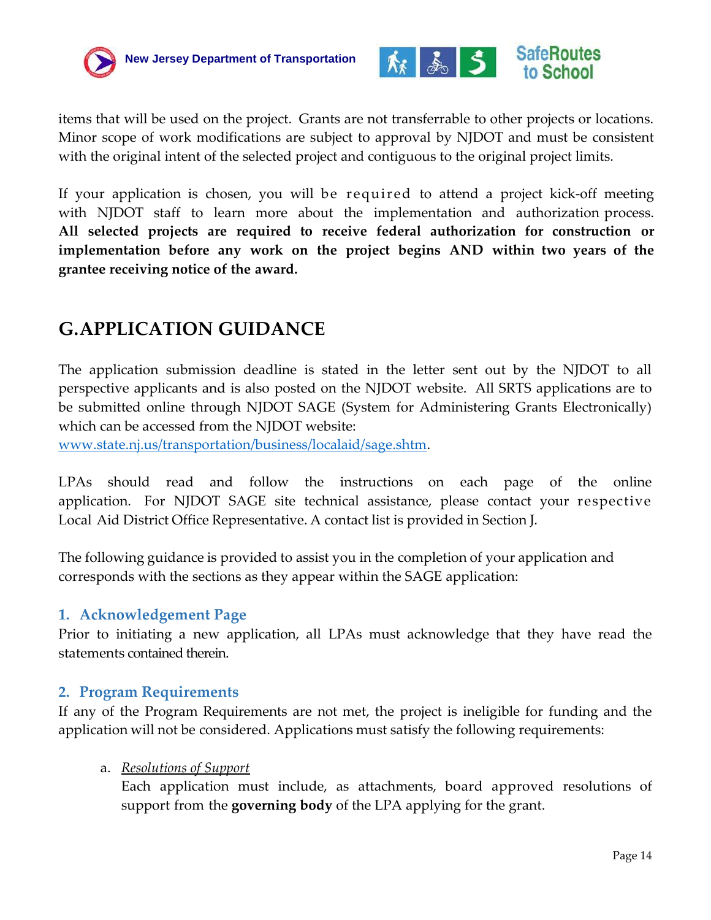items that will be used on the project. Grants are not transferrable to other projects or locations. Minor scope of work modifications are subject to approval by NJDOT and must be consistent with the original intent of the selected project and contiguous to the original project limits.

If your application is chosen, you will be required to attend a project kick-off meeting with NJDOT staff to learn more about the implementation and authorization process. **All selected projects are required to receive federal authorization for construction or implementation before any work on the project begins AND within two years of the grantee receiving notice of the award.**

## G. APPLICATION GUIDANCE

The application submission deadline is stated in the letter sent out by the NJDOT to all perspective applicants and is also posted on the NJDOT website. All SRTS applications are to be submitted online through NJDOT SAGE (System for Administering Grants Electronically) which can be accessed from the NJDOT website:
[www.state.nj.us/transportation/business/localaid/sage.shtm](www.state.nj.us/transportation/business/localaid/sage.shtm).

LPAs should read and follow the instructions on each page of the online application. For NJDOT SAGE site technical assistance, please contact your respective Local Aid District Office Representative. A contact list is provided in Section J.

The following guidance is provided to assist you in the completion of your application and corresponds with the sections as they appear within the SAGE application:

### 1. Acknowledgement Page

Prior to initiating a new application, all LPAs must acknowledge that they have read the statements contained therein.

### 2. Program Requirements

If any of the Program Requirements are not met, the project is ineligible for funding and the application will not be considered. Applications must satisfy the following requirements:

a. *Resolutions of Support*

   Each application must include, as attachments, board approved resolutions of support from the **governing body** of the LPA applying for the grant.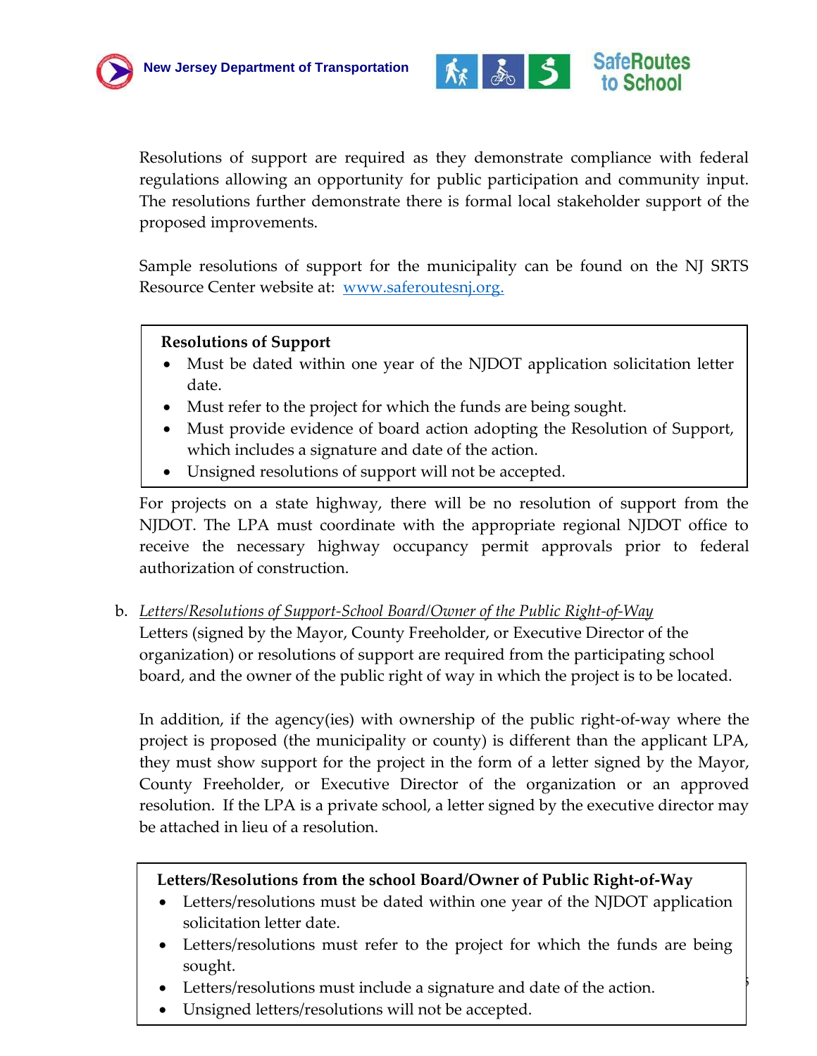Resolutions of support are required as they demonstrate compliance with federal regulations allowing an opportunity for public participation and community input. The resolutions further demonstrate there is formal local stakeholder support of the proposed improvements.

Sample resolutions of support for the municipality can be found on the NJ SRTS Resource Center website at: [www.saferoutesnj.org.](http://www.saferoutesnj.org)

> **Resolutions of Support**
> - Must be dated within one year of the NJDOT application solicitation letter date.
> - Must refer to the project for which the funds are being sought.
> - Must provide evidence of board action adopting the Resolution of Support, which includes a signature and date of the action.
> - Unsigned resolutions of support will not be accepted.

For projects on a state highway, there will be no resolution of support from the NJDOT. The LPA must coordinate with the appropriate regional NJDOT office to receive the necessary highway occupancy permit approvals prior to federal authorization of construction.

b. *Letters/Resolutions of Support-School Board/Owner of the Public Right-of-Way*

Letters (signed by the Mayor, County Freeholder, or Executive Director of the organization) or resolutions of support are required from the participating school board, and the owner of the public right of way in which the project is to be located.

In addition, if the agency(ies) with ownership of the public right-of-way where the project is proposed (the municipality or county) is different than the applicant LPA, they must show support for the project in the form of a letter signed by the Mayor, County Freeholder, or Executive Director of the organization or an approved resolution. If the LPA is a private school, a letter signed by the executive director may be attached in lieu of a resolution.

> **Letters/Resolutions from the school Board/Owner of Public Right-of-Way**
> - Letters/resolutions must be dated within one year of the NJDOT application solicitation letter date.
> - Letters/resolutions must refer to the project for which the funds are being sought.
> - Letters/resolutions must include a signature and date of the action.
> - Unsigned letters/resolutions will not be accepted.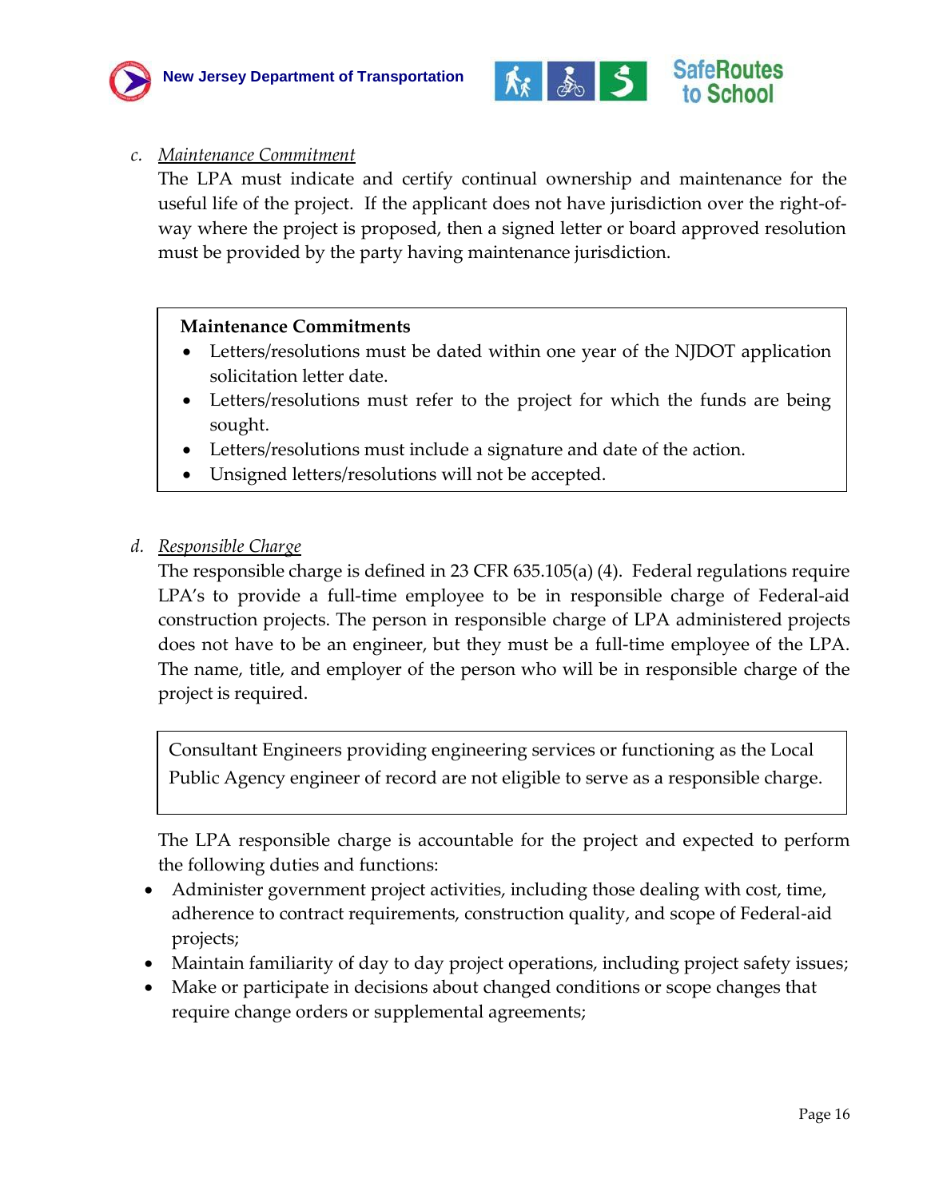c. *Maintenance Commitment*

The LPA must indicate and certify continual ownership and maintenance for the useful life of the project. If the applicant does not have jurisdiction over the right-of-way where the project is proposed, then a signed letter or board approved resolution must be provided by the party having maintenance jurisdiction.

> **Maintenance Commitments**
> - Letters/resolutions must be dated within one year of the NJDOT application solicitation letter date.
> - Letters/resolutions must refer to the project for which the funds are being sought.
> - Letters/resolutions must include a signature and date of the action.
> - Unsigned letters/resolutions will not be accepted.

d. *Responsible Charge*

The responsible charge is defined in 23 CFR 635.105(a) (4). Federal regulations require LPA's to provide a full-time employee to be in responsible charge of Federal-aid construction projects. The person in responsible charge of LPA administered projects does not have to be an engineer, but they must be a full-time employee of the LPA. The name, title, and employer of the person who will be in responsible charge of the project is required.

> Consultant Engineers providing engineering services or functioning as the Local Public Agency engineer of record are not eligible to serve as a responsible charge.

The LPA responsible charge is accountable for the project and expected to perform the following duties and functions:

- Administer government project activities, including those dealing with cost, time, adherence to contract requirements, construction quality, and scope of Federal-aid projects;
- Maintain familiarity of day to day project operations, including project safety issues;
- Make or participate in decisions about changed conditions or scope changes that require change orders or supplemental agreements;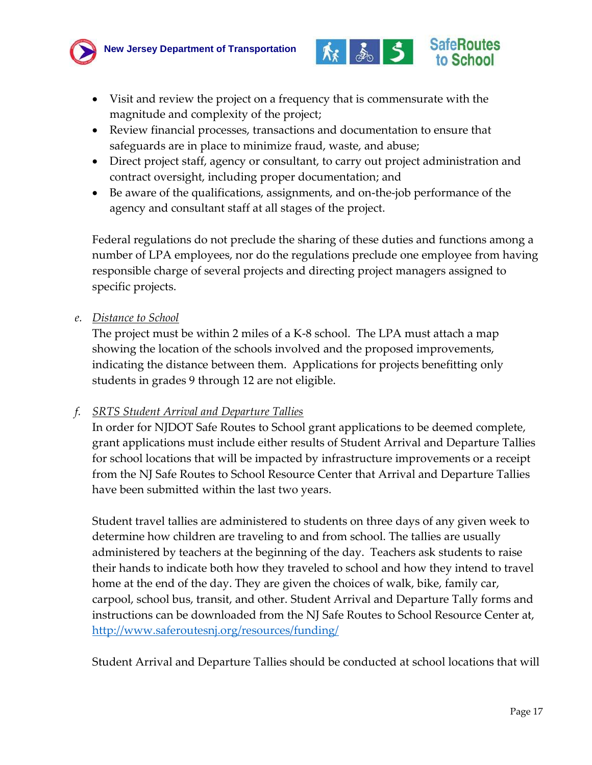- Visit and review the project on a frequency that is commensurate with the magnitude and complexity of the project;
- Review financial processes, transactions and documentation to ensure that safeguards are in place to minimize fraud, waste, and abuse;
- Direct project staff, agency or consultant, to carry out project administration and contract oversight, including proper documentation; and
- Be aware of the qualifications, assignments, and on-the-job performance of the agency and consultant staff at all stages of the project.

Federal regulations do not preclude the sharing of these duties and functions among a number of LPA employees, nor do the regulations preclude one employee from having responsible charge of several projects and directing project managers assigned to specific projects.

e. *Distance to School*

The project must be within 2 miles of a K-8 school. The LPA must attach a map showing the location of the schools involved and the proposed improvements, indicating the distance between them. Applications for projects benefitting only students in grades 9 through 12 are not eligible.

f. *SRTS Student Arrival and Departure Tallies*

In order for NJDOT Safe Routes to School grant applications to be deemed complete, grant applications must include either results of Student Arrival and Departure Tallies for school locations that will be impacted by infrastructure improvements or a receipt from the NJ Safe Routes to School Resource Center that Arrival and Departure Tallies have been submitted within the last two years.

Student travel tallies are administered to students on three days of any given week to determine how children are traveling to and from school. The tallies are usually administered by teachers at the beginning of the day. Teachers ask students to raise their hands to indicate both how they traveled to school and how they intend to travel home at the end of the day. They are given the choices of walk, bike, family car, carpool, school bus, transit, and other. Student Arrival and Departure Tally forms and instructions can be downloaded from the NJ Safe Routes to School Resource Center at, http://www.saferoutesnj.org/resources/funding/

Student Arrival and Departure Tallies should be conducted at school locations that will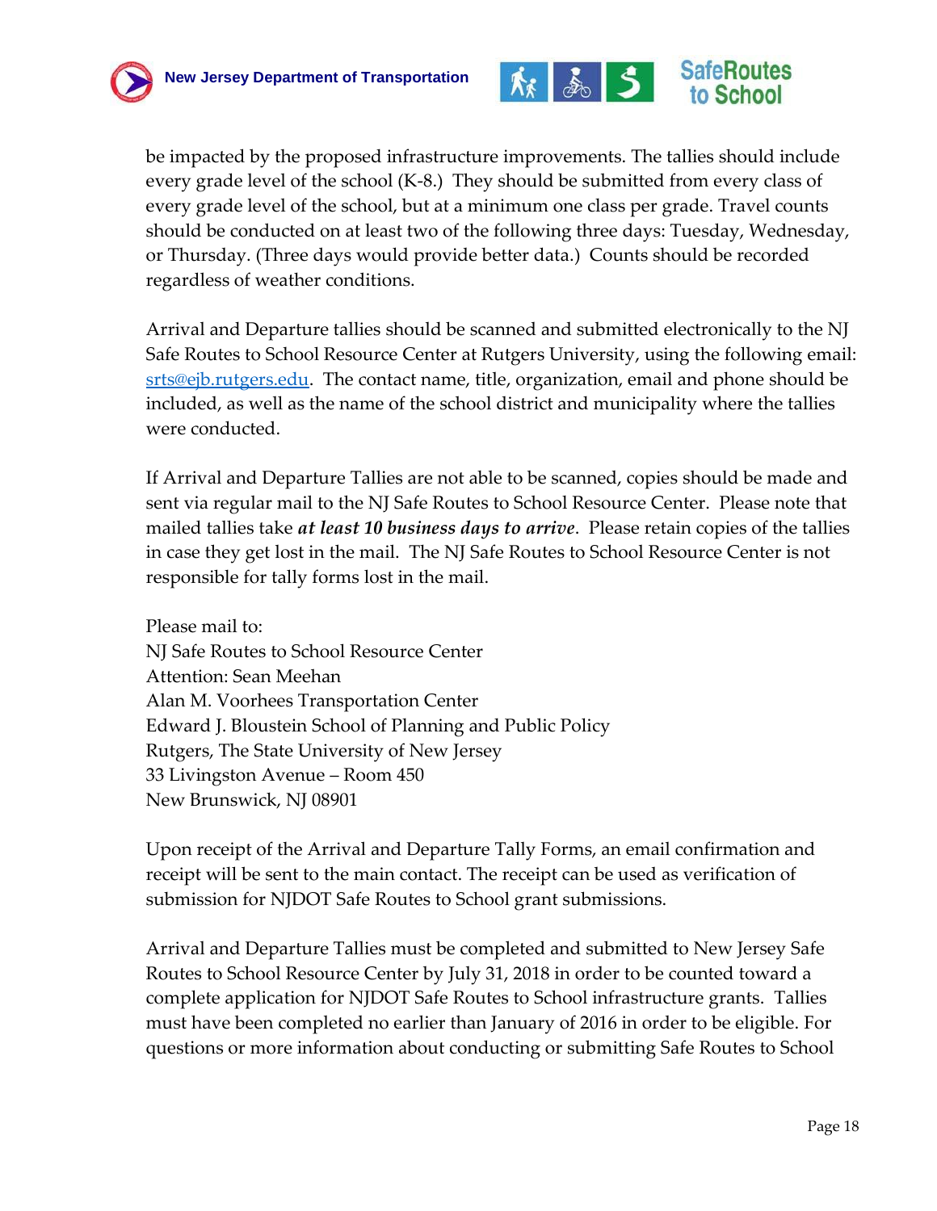be impacted by the proposed infrastructure improvements. The tallies should include every grade level of the school (K-8.) They should be submitted from every class of every grade level of the school, but at a minimum one class per grade. Travel counts should be conducted on at least two of the following three days: Tuesday, Wednesday, or Thursday. (Three days would provide better data.) Counts should be recorded regardless of weather conditions.

Arrival and Departure tallies should be scanned and submitted electronically to the NJ Safe Routes to School Resource Center at Rutgers University, using the following email: srts@ejb.rutgers.edu. The contact name, title, organization, email and phone should be included, as well as the name of the school district and municipality where the tallies were conducted.

If Arrival and Departure Tallies are not able to be scanned, copies should be made and sent via regular mail to the NJ Safe Routes to School Resource Center. Please note that mailed tallies take ***at least 10 business days to arrive***. Please retain copies of the tallies in case they get lost in the mail. The NJ Safe Routes to School Resource Center is not responsible for tally forms lost in the mail.

Please mail to:
NJ Safe Routes to School Resource Center
Attention: Sean Meehan
Alan M. Voorhees Transportation Center
Edward J. Bloustein School of Planning and Public Policy
Rutgers, The State University of New Jersey
33 Livingston Avenue – Room 450
New Brunswick, NJ 08901

Upon receipt of the Arrival and Departure Tally Forms, an email confirmation and receipt will be sent to the main contact. The receipt can be used as verification of submission for NJDOT Safe Routes to School grant submissions.

Arrival and Departure Tallies must be completed and submitted to New Jersey Safe Routes to School Resource Center by July 31, 2018 in order to be counted toward a complete application for NJDOT Safe Routes to School infrastructure grants. Tallies must have been completed no earlier than January of 2016 in order to be eligible. For questions or more information about conducting or submitting Safe Routes to School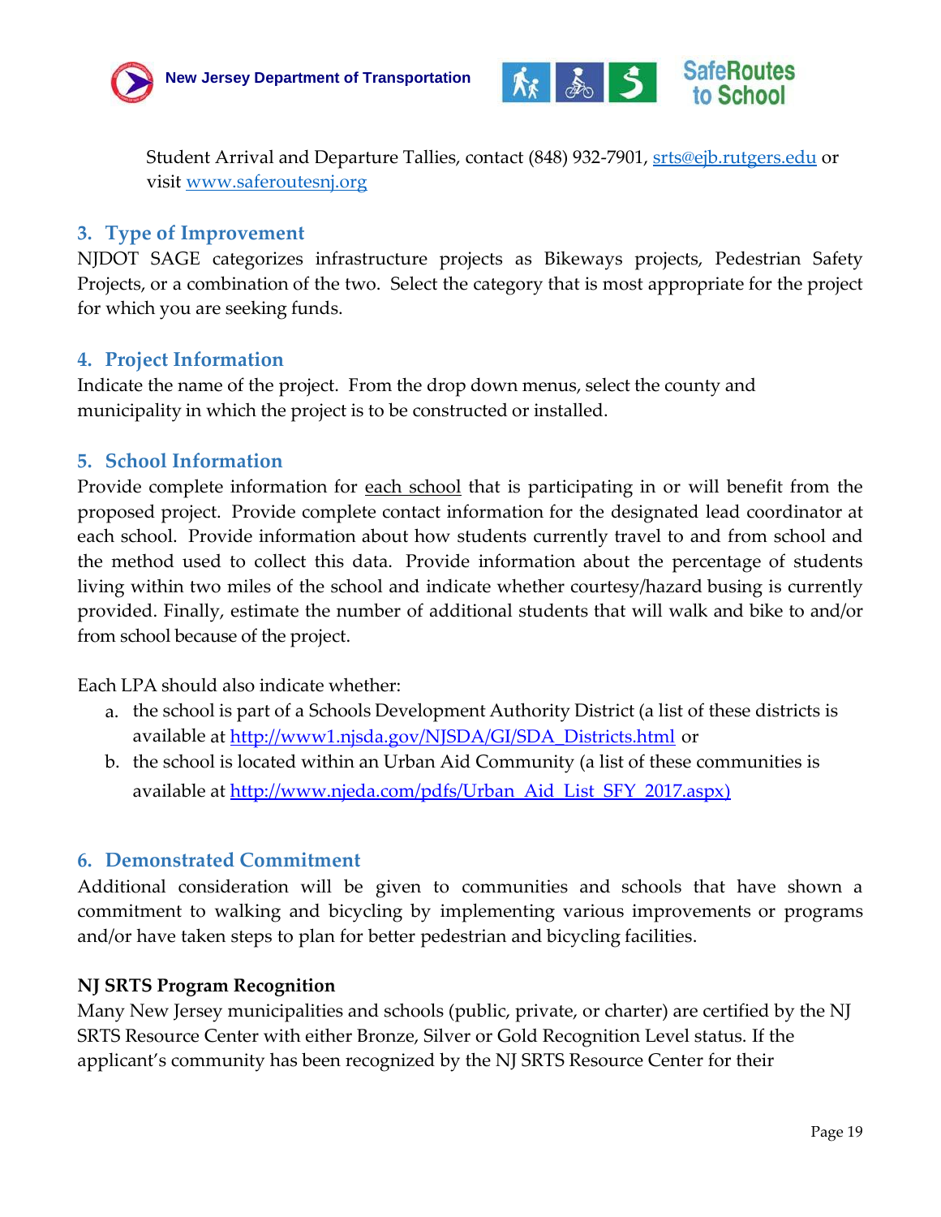Student Arrival and Departure Tallies, contact (848) 932-7901, srts@ejb.rutgers.edu or visit www.saferoutesnj.org

### 3. Type of Improvement

NJDOT SAGE categorizes infrastructure projects as Bikeways projects, Pedestrian Safety Projects, or a combination of the two. Select the category that is most appropriate for the project for which you are seeking funds.

### 4. Project Information

Indicate the name of the project. From the drop down menus, select the county and municipality in which the project is to be constructed or installed.

### 5. School Information

Provide complete information for each school that is participating in or will benefit from the proposed project. Provide complete contact information for the designated lead coordinator at each school. Provide information about how students currently travel to and from school and the method used to collect this data. Provide information about the percentage of students living within two miles of the school and indicate whether courtesy/hazard busing is currently provided. Finally, estimate the number of additional students that will walk and bike to and/or from school because of the project.

Each LPA should also indicate whether:

a. the school is part of a Schools Development Authority District (a list of these districts is available at http://www1.njsda.gov/NJSDA/GI/SDA_Districts.html or
b. the school is located within an Urban Aid Community (a list of these communities is available at http://www.njeda.com/pdfs/Urban_Aid_List_SFY_2017.aspx)

### 6. Demonstrated Commitment

Additional consideration will be given to communities and schools that have shown a commitment to walking and bicycling by implementing various improvements or programs and/or have taken steps to plan for better pedestrian and bicycling facilities.

**NJ SRTS Program Recognition**

Many New Jersey municipalities and schools (public, private, or charter) are certified by the NJ SRTS Resource Center with either Bronze, Silver or Gold Recognition Level status. If the applicant's community has been recognized by the NJ SRTS Resource Center for their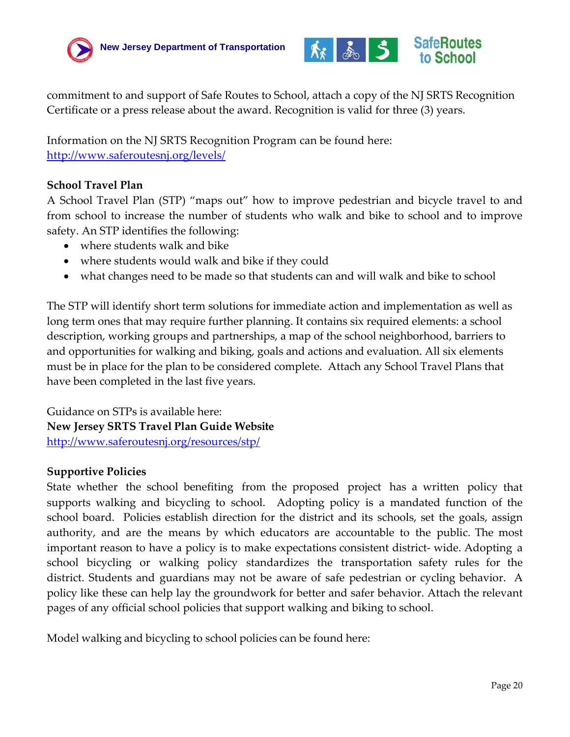commitment to and support of Safe Routes to School, attach a copy of the NJ SRTS Recognition Certificate or a press release about the award. Recognition is valid for three (3) years.

Information on the NJ SRTS Recognition Program can be found here:
http://www.saferoutesnj.org/levels/

**School Travel Plan**

A School Travel Plan (STP) "maps out" how to improve pedestrian and bicycle travel to and from school to increase the number of students who walk and bike to school and to improve safety. An STP identifies the following:

- where students walk and bike
- where students would walk and bike if they could
- what changes need to be made so that students can and will walk and bike to school

The STP will identify short term solutions for immediate action and implementation as well as long term ones that may require further planning. It contains six required elements: a school description, working groups and partnerships, a map of the school neighborhood, barriers to and opportunities for walking and biking, goals and actions and evaluation. All six elements must be in place for the plan to be considered complete. Attach any School Travel Plans that have been completed in the last five years.

Guidance on STPs is available here:
**New Jersey SRTS Travel Plan Guide Website**
http://www.saferoutesnj.org/resources/stp/

**Supportive Policies**

State whether the school benefiting from the proposed project has a written policy that supports walking and bicycling to school. Adopting policy is a mandated function of the school board. Policies establish direction for the district and its schools, set the goals, assign authority, and are the means by which educators are accountable to the public. The most important reason to have a policy is to make expectations consistent district- wide. Adopting a school bicycling or walking policy standardizes the transportation safety rules for the district. Students and guardians may not be aware of safe pedestrian or cycling behavior. A policy like these can help lay the groundwork for better and safer behavior. Attach the relevant pages of any official school policies that support walking and biking to school.

Model walking and bicycling to school policies can be found here: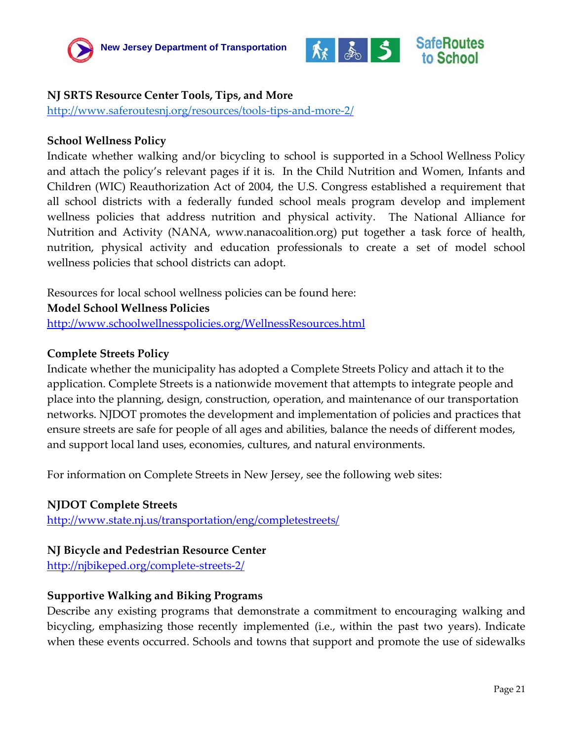**NJ SRTS Resource Center Tools, Tips, and More**
http://www.saferoutesnj.org/resources/tools-tips-and-more-2/

**School Wellness Policy**
Indicate whether walking and/or bicycling to school is supported in a School Wellness Policy and attach the policy's relevant pages if it is. In the Child Nutrition and Women, Infants and Children (WIC) Reauthorization Act of 2004, the U.S. Congress established a requirement that all school districts with a federally funded school meals program develop and implement wellness policies that address nutrition and physical activity. The National Alliance for Nutrition and Activity (NANA, www.nanacoalition.org) put together a task force of health, nutrition, physical activity and education professionals to create a set of model school wellness policies that school districts can adopt.

Resources for local school wellness policies can be found here:
**Model School Wellness Policies**
http://www.schoolwellnesspolicies.org/WellnessResources.html

**Complete Streets Policy**
Indicate whether the municipality has adopted a Complete Streets Policy and attach it to the application. Complete Streets is a nationwide movement that attempts to integrate people and place into the planning, design, construction, operation, and maintenance of our transportation networks. NJDOT promotes the development and implementation of policies and practices that ensure streets are safe for people of all ages and abilities, balance the needs of different modes, and support local land uses, economies, cultures, and natural environments.

For information on Complete Streets in New Jersey, see the following web sites:

**NJDOT Complete Streets**
http://www.state.nj.us/transportation/eng/completestreets/

**NJ Bicycle and Pedestrian Resource Center**
http://njbikeped.org/complete-streets-2/

**Supportive Walking and Biking Programs**
Describe any existing programs that demonstrate a commitment to encouraging walking and bicycling, emphasizing those recently implemented (i.e., within the past two years). Indicate when these events occurred. Schools and towns that support and promote the use of sidewalks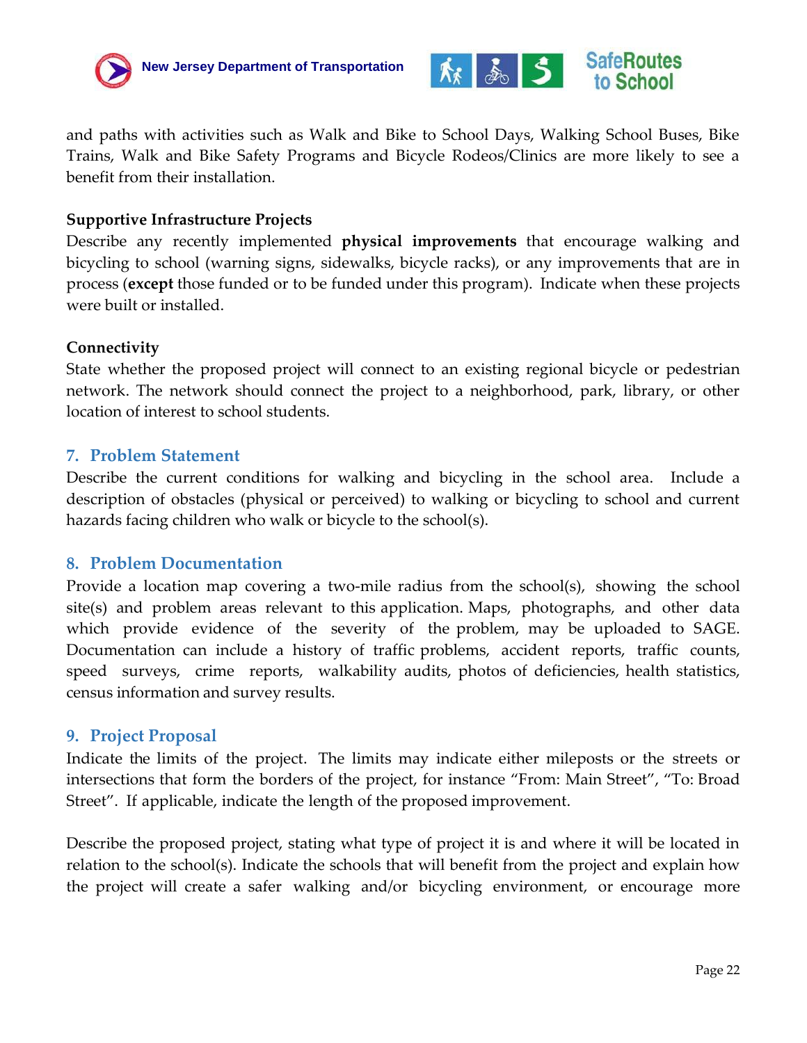and paths with activities such as Walk and Bike to School Days, Walking School Buses, Bike Trains, Walk and Bike Safety Programs and Bicycle Rodeos/Clinics are more likely to see a benefit from their installation.

**Supportive Infrastructure Projects**

Describe any recently implemented **physical improvements** that encourage walking and bicycling to school (warning signs, sidewalks, bicycle racks), or any improvements that are in process (**except** those funded or to be funded under this program). Indicate when these projects were built or installed.

**Connectivity**

State whether the proposed project will connect to an existing regional bicycle or pedestrian network. The network should connect the project to a neighborhood, park, library, or other location of interest to school students.

## 7. Problem Statement

Describe the current conditions for walking and bicycling in the school area. Include a description of obstacles (physical or perceived) to walking or bicycling to school and current hazards facing children who walk or bicycle to the school(s).

## 8. Problem Documentation

Provide a location map covering a two-mile radius from the school(s), showing the school site(s) and problem areas relevant to this application. Maps, photographs, and other data which provide evidence of the severity of the problem, may be uploaded to SAGE. Documentation can include a history of traffic problems, accident reports, traffic counts, speed surveys, crime reports, walkability audits, photos of deficiencies, health statistics, census information and survey results.

## 9. Project Proposal

Indicate the limits of the project. The limits may indicate either mileposts or the streets or intersections that form the borders of the project, for instance "From: Main Street", "To: Broad Street". If applicable, indicate the length of the proposed improvement.

Describe the proposed project, stating what type of project it is and where it will be located in relation to the school(s). Indicate the schools that will benefit from the project and explain how the project will create a safer walking and/or bicycling environment, or encourage more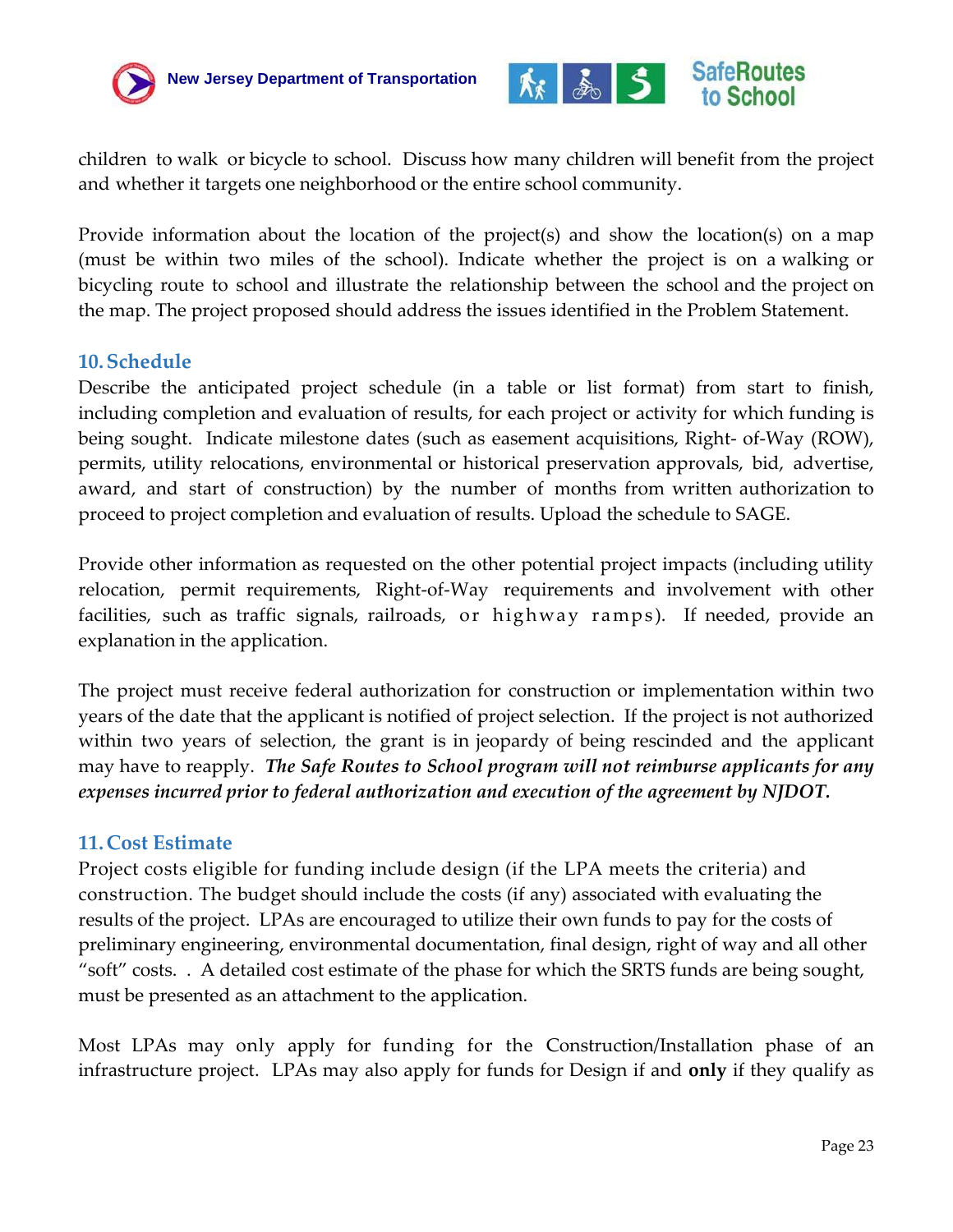children to walk or bicycle to school. Discuss how many children will benefit from the project and whether it targets one neighborhood or the entire school community.

Provide information about the location of the project(s) and show the location(s) on a map (must be within two miles of the school). Indicate whether the project is on a walking or bicycling route to school and illustrate the relationship between the school and the project on the map. The project proposed should address the issues identified in the Problem Statement.

## 10. Schedule

Describe the anticipated project schedule (in a table or list format) from start to finish, including completion and evaluation of results, for each project or activity for which funding is being sought. Indicate milestone dates (such as easement acquisitions, Right- of-Way (ROW), permits, utility relocations, environmental or historical preservation approvals, bid, advertise, award, and start of construction) by the number of months from written authorization to proceed to project completion and evaluation of results. Upload the schedule to SAGE.

Provide other information as requested on the other potential project impacts (including utility relocation, permit requirements, Right-of-Way requirements and involvement with other facilities, such as traffic signals, railroads, or highway ramps). If needed, provide an explanation in the application.

The project must receive federal authorization for construction or implementation within two years of the date that the applicant is notified of project selection. If the project is not authorized within two years of selection, the grant is in jeopardy of being rescinded and the applicant may have to reapply. ***The Safe Routes to School program will not reimburse applicants for any expenses incurred prior to federal authorization and execution of the agreement by NJDOT.***

## 11. Cost Estimate

Project costs eligible for funding include design (if the LPA meets the criteria) and construction. The budget should include the costs (if any) associated with evaluating the results of the project. LPAs are encouraged to utilize their own funds to pay for the costs of preliminary engineering, environmental documentation, final design, right of way and all other "soft" costs. . A detailed cost estimate of the phase for which the SRTS funds are being sought, must be presented as an attachment to the application.

Most LPAs may only apply for funding for the Construction/Installation phase of an infrastructure project. LPAs may also apply for funds for Design if and **only** if they qualify as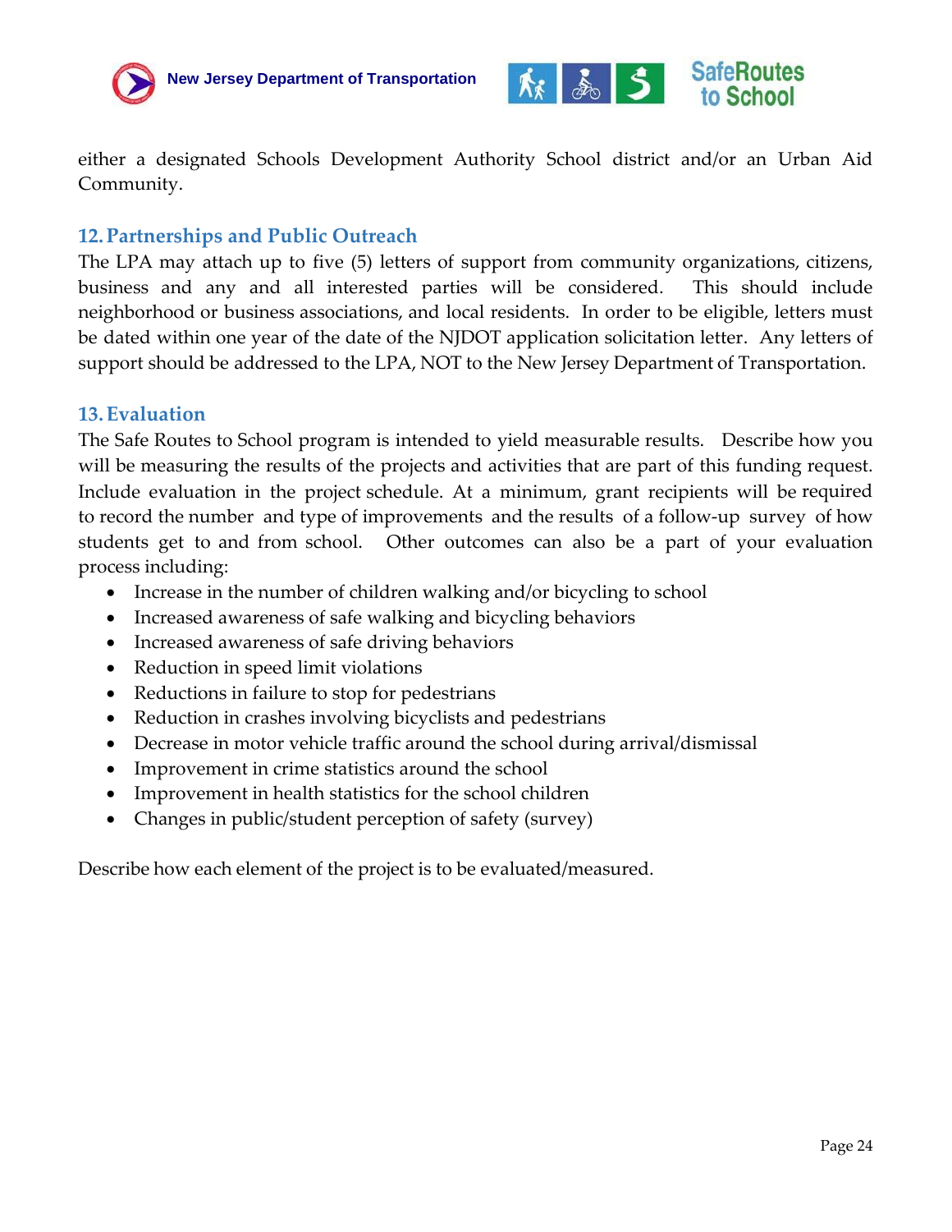either a designated Schools Development Authority School district and/or an Urban Aid Community.

## 12. Partnerships and Public Outreach

The LPA may attach up to five (5) letters of support from community organizations, citizens, business and any and all interested parties will be considered. This should include neighborhood or business associations, and local residents. In order to be eligible, letters must be dated within one year of the date of the NJDOT application solicitation letter. Any letters of support should be addressed to the LPA, NOT to the New Jersey Department of Transportation.

## 13. Evaluation

The Safe Routes to School program is intended to yield measurable results. Describe how you will be measuring the results of the projects and activities that are part of this funding request. Include evaluation in the project schedule. At a minimum, grant recipients will be required to record the number and type of improvements and the results of a follow-up survey of how students get to and from school. Other outcomes can also be a part of your evaluation process including:

- Increase in the number of children walking and/or bicycling to school
- Increased awareness of safe walking and bicycling behaviors
- Increased awareness of safe driving behaviors
- Reduction in speed limit violations
- Reductions in failure to stop for pedestrians
- Reduction in crashes involving bicyclists and pedestrians
- Decrease in motor vehicle traffic around the school during arrival/dismissal
- Improvement in crime statistics around the school
- Improvement in health statistics for the school children
- Changes in public/student perception of safety (survey)

Describe how each element of the project is to be evaluated/measured.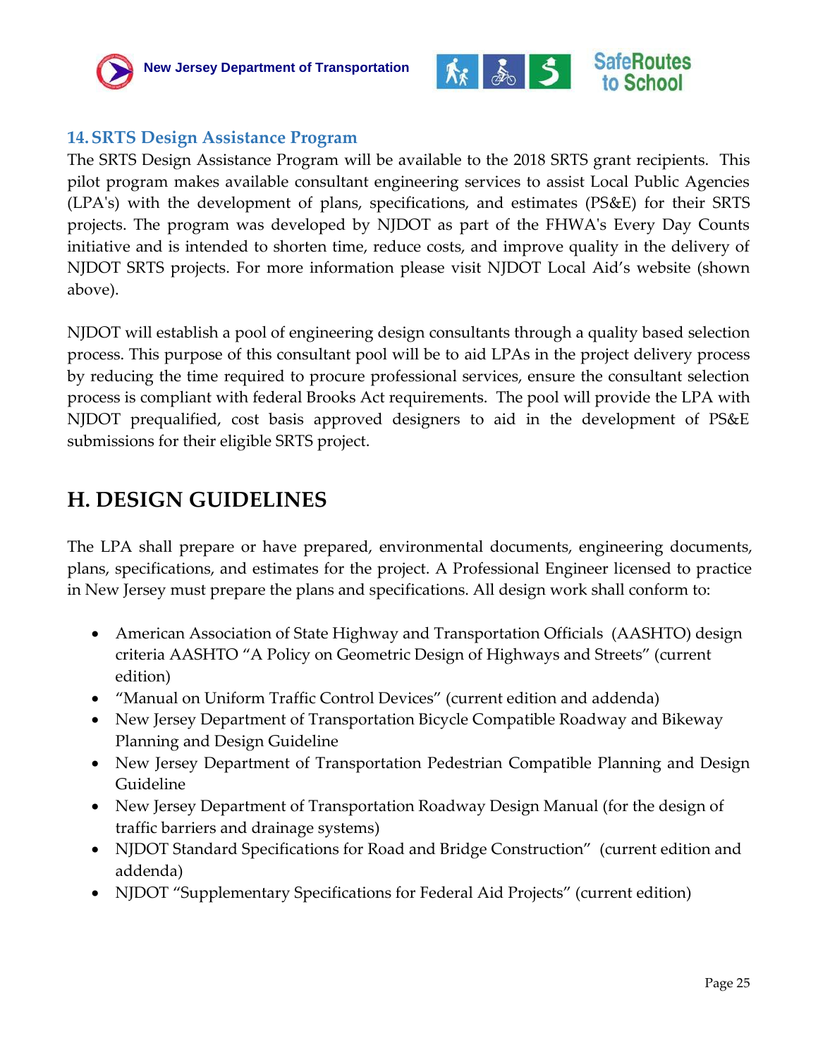### 14. SRTS Design Assistance Program

The SRTS Design Assistance Program will be available to the 2018 SRTS grant recipients. This pilot program makes available consultant engineering services to assist Local Public Agencies (LPA's) with the development of plans, specifications, and estimates (PS&E) for their SRTS projects. The program was developed by NJDOT as part of the FHWA's Every Day Counts initiative and is intended to shorten time, reduce costs, and improve quality in the delivery of NJDOT SRTS projects. For more information please visit NJDOT Local Aid's website (shown above).

NJDOT will establish a pool of engineering design consultants through a quality based selection process. This purpose of this consultant pool will be to aid LPAs in the project delivery process by reducing the time required to procure professional services, ensure the consultant selection process is compliant with federal Brooks Act requirements. The pool will provide the LPA with NJDOT prequalified, cost basis approved designers to aid in the development of PS&E submissions for their eligible SRTS project.

## H. DESIGN GUIDELINES

The LPA shall prepare or have prepared, environmental documents, engineering documents, plans, specifications, and estimates for the project. A Professional Engineer licensed to practice in New Jersey must prepare the plans and specifications. All design work shall conform to:

- American Association of State Highway and Transportation Officials (AASHTO) design criteria AASHTO "A Policy on Geometric Design of Highways and Streets" (current edition)
- "Manual on Uniform Traffic Control Devices" (current edition and addenda)
- New Jersey Department of Transportation Bicycle Compatible Roadway and Bikeway Planning and Design Guideline
- New Jersey Department of Transportation Pedestrian Compatible Planning and Design Guideline
- New Jersey Department of Transportation Roadway Design Manual (for the design of traffic barriers and drainage systems)
- NJDOT Standard Specifications for Road and Bridge Construction" (current edition and addenda)
- NJDOT "Supplementary Specifications for Federal Aid Projects" (current edition)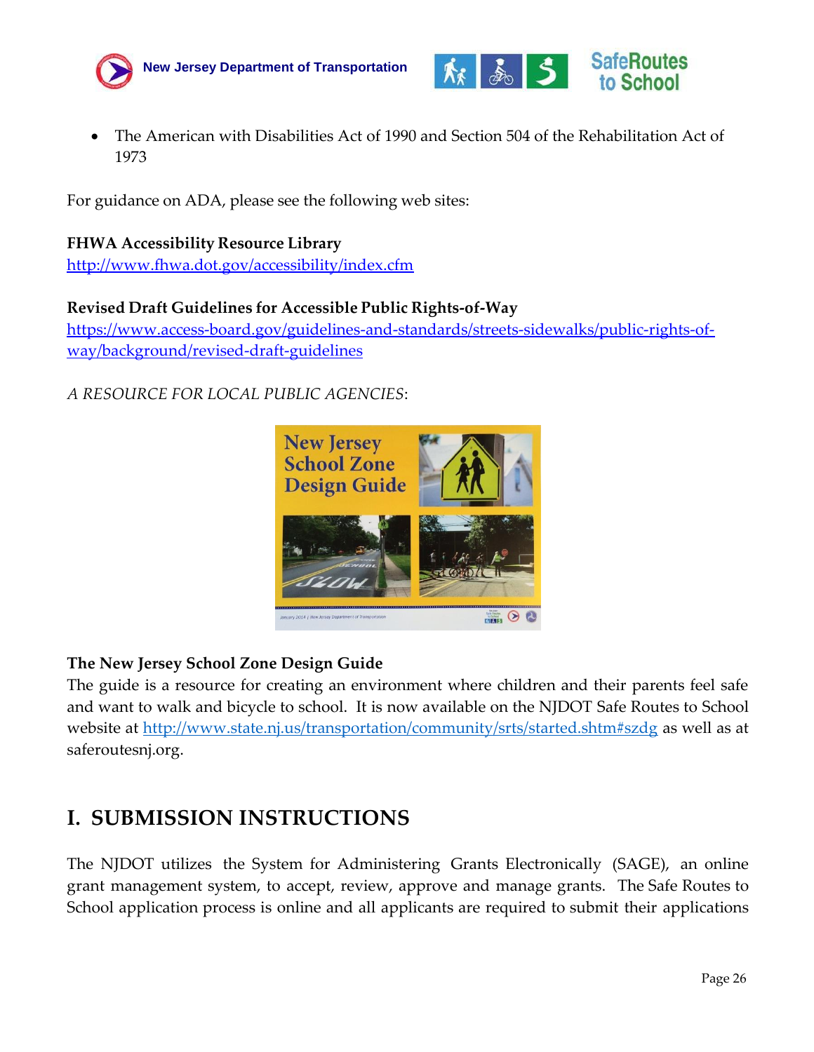- The American with Disabilities Act of 1990 and Section 504 of the Rehabilitation Act of 1973

For guidance on ADA, please see the following web sites:

**FHWA Accessibility Resource Library**
http://www.fhwa.dot.gov/accessibility/index.cfm

**Revised Draft Guidelines for Accessible Public Rights-of-Way**
https://www.access-board.gov/guidelines-and-standards/streets-sidewalks/public-rights-of-way/background/revised-draft-guidelines

*A RESOURCE FOR LOCAL PUBLIC AGENCIES*:

**The New Jersey School Zone Design Guide**
The guide is a resource for creating an environment where children and their parents feel safe and want to walk and bicycle to school. It is now available on the NJDOT Safe Routes to School website at http://www.state.nj.us/transportation/community/srts/started.shtm#szdg as well as at saferoutesnj.org.

## I. SUBMISSION INSTRUCTIONS

The NJDOT utilizes the System for Administering Grants Electronically (SAGE), an online grant management system, to accept, review, approve and manage grants. The Safe Routes to School application process is online and all applicants are required to submit their applications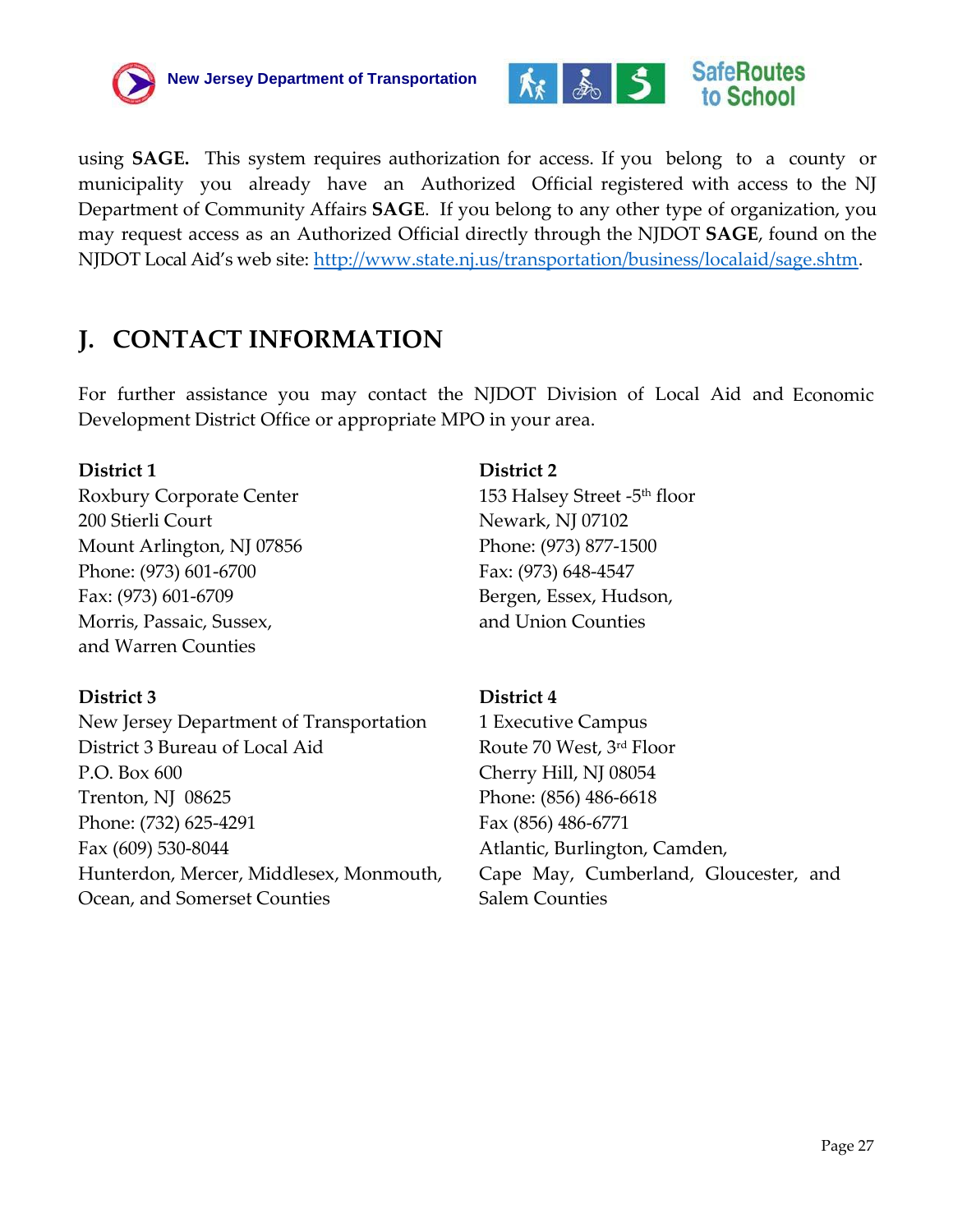using **SAGE.** This system requires authorization for access. If you belong to a county or municipality you already have an Authorized Official registered with access to the NJ Department of Community Affairs **SAGE**. If you belong to any other type of organization, you may request access as an Authorized Official directly through the NJDOT **SAGE**, found on the NJDOT Local Aid's web site: http://www.state.nj.us/transportation/business/localaid/sage.shtm.

## J. CONTACT INFORMATION

For further assistance you may contact the NJDOT Division of Local Aid and Economic Development District Office or appropriate MPO in your area.

**District 1**
Roxbury Corporate Center
200 Stierli Court
Mount Arlington, NJ 07856
Phone: (973) 601-6700
Fax: (973) 601-6709
Morris, Passaic, Sussex, and Warren Counties

**District 2**
153 Halsey Street -5th floor
Newark, NJ 07102
Phone: (973) 877-1500
Fax: (973) 648-4547
Bergen, Essex, Hudson, and Union Counties

**District 3**
New Jersey Department of Transportation
District 3 Bureau of Local Aid
P.O. Box 600
Trenton, NJ 08625
Phone: (732) 625-4291
Fax (609) 530-8044
Hunterdon, Mercer, Middlesex, Monmouth, Ocean, and Somerset Counties

**District 4**
1 Executive Campus
Route 70 West, 3rd Floor
Cherry Hill, NJ 08054
Phone: (856) 486-6618
Fax (856) 486-6771
Atlantic, Burlington, Camden, Cape May, Cumberland, Gloucester, and Salem Counties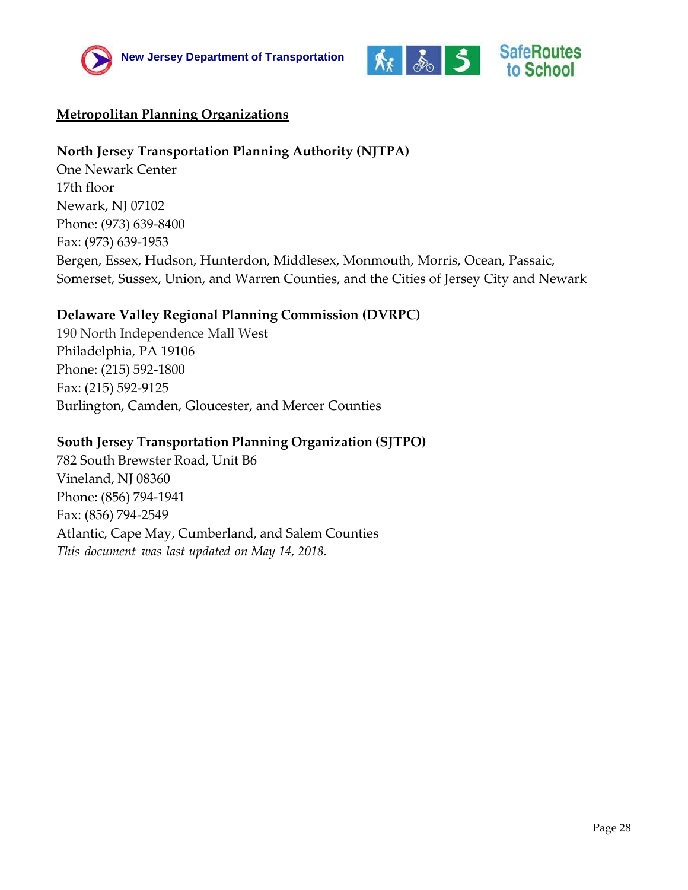## Metropolitan Planning Organizations

**North Jersey Transportation Planning Authority (NJTPA)**
One Newark Center
17th floor
Newark, NJ 07102
Phone: (973) 639-8400
Fax: (973) 639-1953
Bergen, Essex, Hudson, Hunterdon, Middlesex, Monmouth, Morris, Ocean, Passaic, Somerset, Sussex, Union, and Warren Counties, and the Cities of Jersey City and Newark

**Delaware Valley Regional Planning Commission (DVRPC)**
190 North Independence Mall West
Philadelphia, PA 19106
Phone: (215) 592-1800
Fax: (215) 592-9125
Burlington, Camden, Gloucester, and Mercer Counties

**South Jersey Transportation Planning Organization (SJTPO)**
782 South Brewster Road, Unit B6
Vineland, NJ 08360
Phone: (856) 794-1941
Fax: (856) 794-2549
Atlantic, Cape May, Cumberland, and Salem Counties
*This document was last updated on May 14, 2018.*